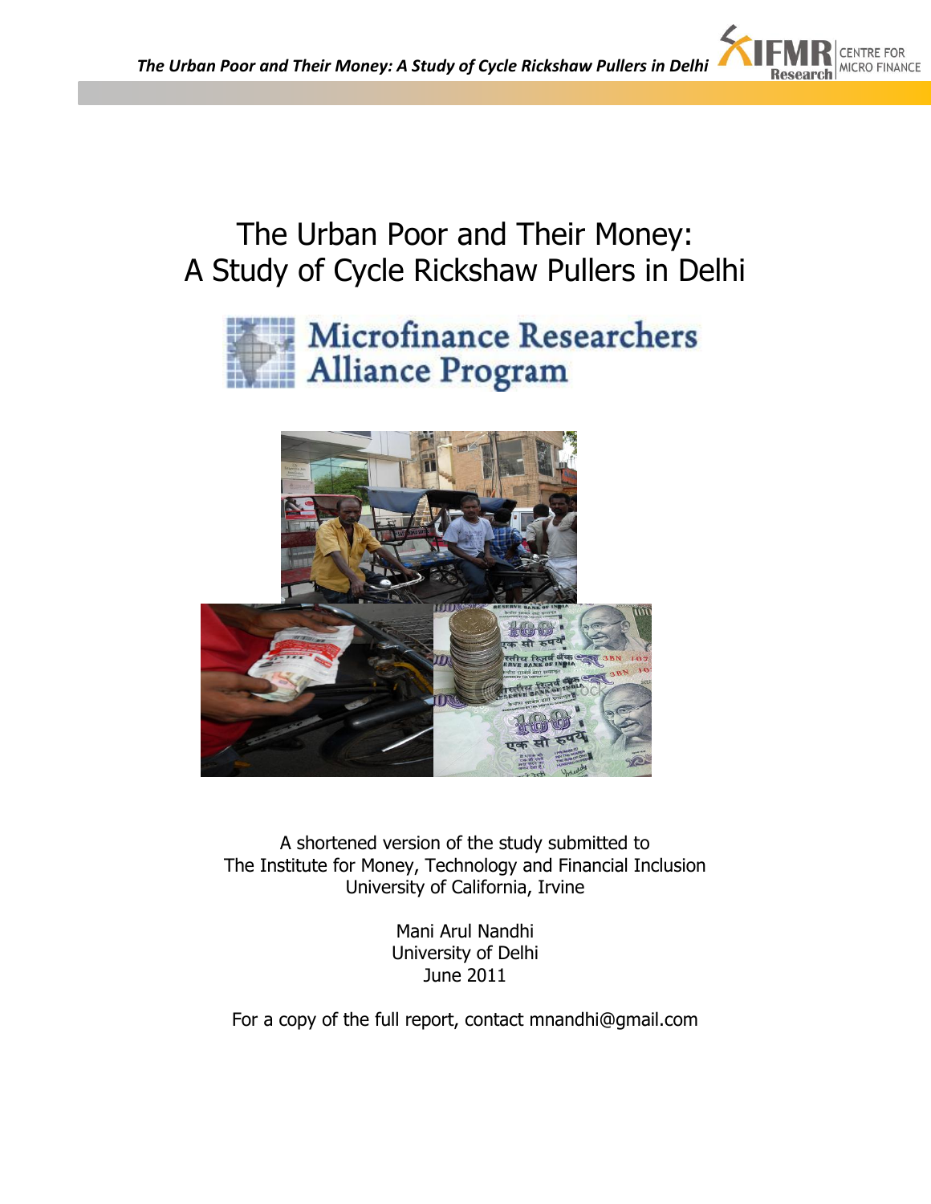# The Urban Poor and Their Money: A Study of Cycle Rickshaw Pullers in Delhi

Microfinance Researchers Alliance Program

A shortened version of the study submitted to
The Institute for Money, Technology and Financial Inclusion
University of California, Irvine

Mani Arul Nandhi
University of Delhi
June 2011

For a copy of the full report, contact mnandhi@gmail.com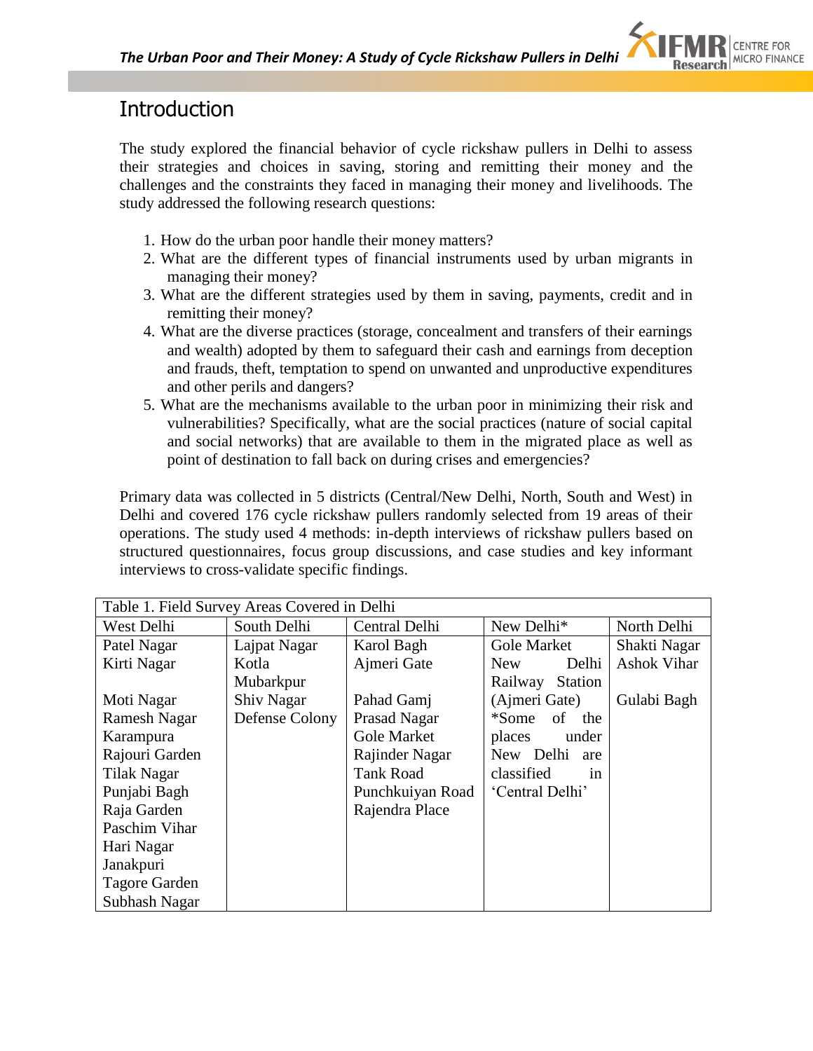# Introduction

The study explored the financial behavior of cycle rickshaw pullers in Delhi to assess their strategies and choices in saving, storing and remitting their money and the challenges and the constraints they faced in managing their money and livelihoods. The study addressed the following research questions:

1. How do the urban poor handle their money matters?
2. What are the different types of financial instruments used by urban migrants in managing their money?
3. What are the different strategies used by them in saving, payments, credit and in remitting their money?
4. What are the diverse practices (storage, concealment and transfers of their earnings and wealth) adopted by them to safeguard their cash and earnings from deception and frauds, theft, temptation to spend on unwanted and unproductive expenditures and other perils and dangers?
5. What are the mechanisms available to the urban poor in minimizing their risk and vulnerabilities? Specifically, what are the social practices (nature of social capital and social networks) that are available to them in the migrated place as well as point of destination to fall back on during crises and emergencies?

Primary data was collected in 5 districts (Central/New Delhi, North, South and West) in Delhi and covered 176 cycle rickshaw pullers randomly selected from 19 areas of their operations. The study used 4 methods: in-depth interviews of rickshaw pullers based on structured questionnaires, focus group discussions, and case studies and key informant interviews to cross-validate specific findings.

| Table 1. Field Survey Areas Covered in Delhi | | | | |
|---|---|---|---|---|
| West Delhi | South Delhi | Central Delhi | New Delhi* | North Delhi |
| Patel Nagar | Lajpat Nagar | Karol Bagh | Gole Market | Shakti Nagar |
| Kirti Nagar | Kotla Mubarkpur | Ajmeri Gate | New Delhi Railway Station (Ajmeri Gate) | Ashok Vihar |
| Moti Nagar | Shiv Nagar | Pahad Gamj | *Some of the places under New Delhi are classified in 'Central Delhi' | Gulabi Bagh |
| Ramesh Nagar | Defense Colony | Prasad Nagar | | |
| Karampura | | Gole Market | | |
| Rajouri Garden | | Rajinder Nagar | | |
| Tilak Nagar | | Tank Road | | |
| Punjabi Bagh | | Punchkuiyan Road | | |
| Raja Garden | | Rajendra Place | | |
| Paschim Vihar | | | | |
| Hari Nagar | | | | |
| Janakpuri | | | | |
| Tagore Garden | | | | |
| Subhash Nagar | | | | |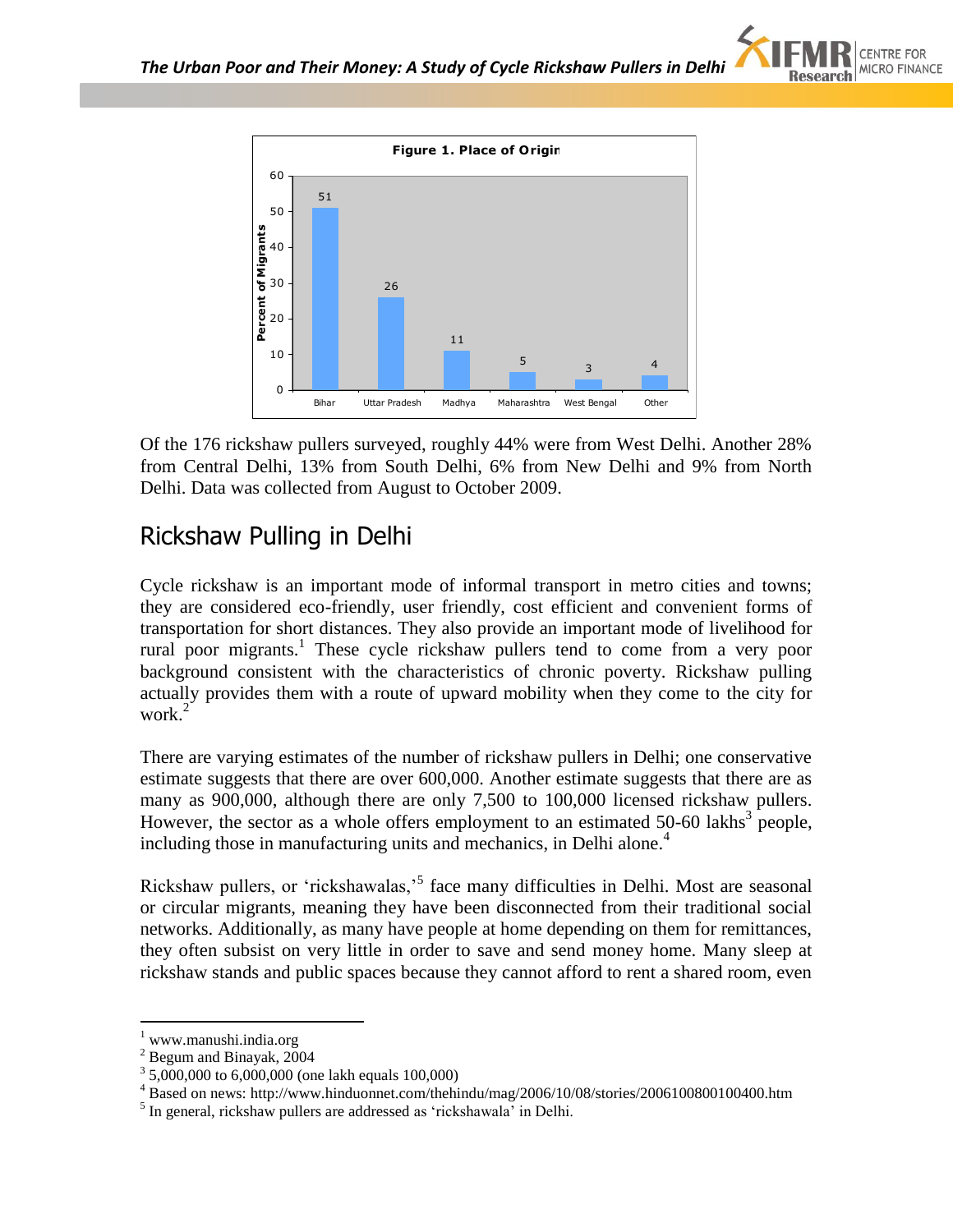**Figure 1. Place of Origin**

| Place of Origin | Percent of Migrants |
|---|---|
| Bihar | 51 |
| Uttar Pradesh | 26 |
| Madhya | 11 |
| Maharashtra | 5 |
| West Bengal | 3 |
| Other | 4 |

Of the 176 rickshaw pullers surveyed, roughly 44% were from West Delhi. Another 28% from Central Delhi, 13% from South Delhi, 6% from New Delhi and 9% from North Delhi. Data was collected from August to October 2009.

## Rickshaw Pulling in Delhi

Cycle rickshaw is an important mode of informal transport in metro cities and towns; they are considered eco-friendly, user friendly, cost efficient and convenient forms of transportation for short distances. They also provide an important mode of livelihood for rural poor migrants.[1] These cycle rickshaw pullers tend to come from a very poor background consistent with the characteristics of chronic poverty. Rickshaw pulling actually provides them with a route of upward mobility when they come to the city for work.[2]

There are varying estimates of the number of rickshaw pullers in Delhi; one conservative estimate suggests that there are over 600,000. Another estimate suggests that there are as many as 900,000, although there are only 7,500 to 100,000 licensed rickshaw pullers. However, the sector as a whole offers employment to an estimated 50-60 lakhs[3] people, including those in manufacturing units and mechanics, in Delhi alone.[4]

Rickshaw pullers, or 'rickshawalas,'[5] face many difficulties in Delhi. Most are seasonal or circular migrants, meaning they have been disconnected from their traditional social networks. Additionally, as many have people at home depending on them for remittances, they often subsist on very little in order to save and send money home. Many sleep at rickshaw stands and public spaces because they cannot afford to rent a shared room, even

---

[1] www.manushi.india.org

[2] Begum and Binayak, 2004

[3] 5,000,000 to 6,000,000 (one lakh equals 100,000)

[4] Based on news: http://www.hinduonnet.com/thehindu/mag/2006/10/08/stories/2006100800100400.htm

[5] In general, rickshaw pullers are addressed as 'rickshawala' in Delhi.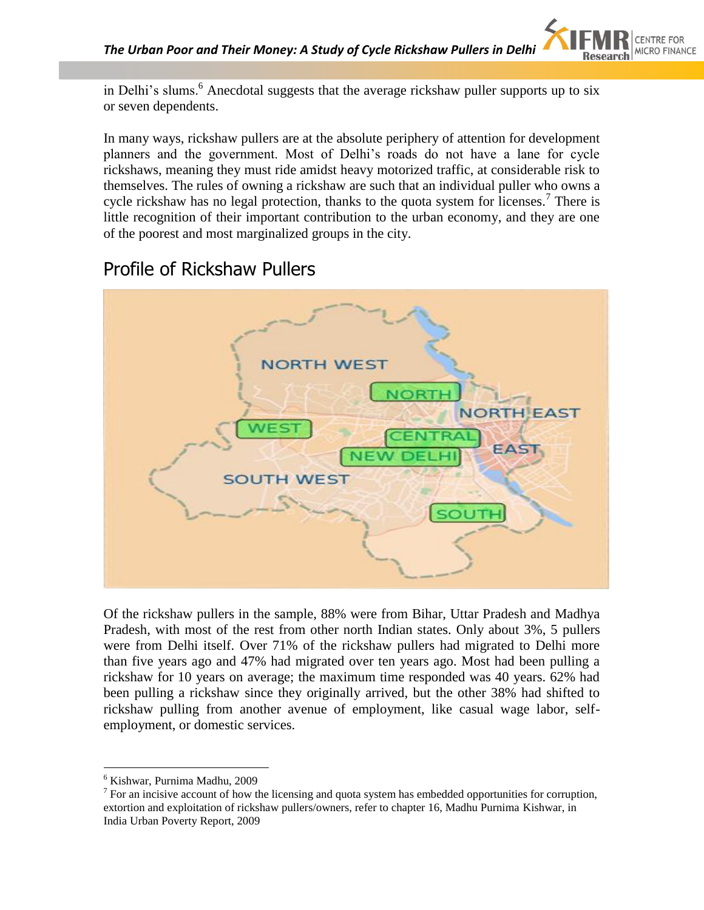in Delhi's slums.[6] Anecdotal suggests that the average rickshaw puller supports up to six or seven dependents.

In many ways, rickshaw pullers are at the absolute periphery of attention for development planners and the government. Most of Delhi's roads do not have a lane for cycle rickshaws, meaning they must ride amidst heavy motorized traffic, at considerable risk to themselves. The rules of owning a rickshaw are such that an individual puller who owns a cycle rickshaw has no legal protection, thanks to the quota system for licenses.[7] There is little recognition of their important contribution to the urban economy, and they are one of the poorest and most marginalized groups in the city.

## Profile of Rickshaw Pullers

Of the rickshaw pullers in the sample, 88% were from Bihar, Uttar Pradesh and Madhya Pradesh, with most of the rest from other north Indian states. Only about 3%, 5 pullers were from Delhi itself. Over 71% of the rickshaw pullers had migrated to Delhi more than five years ago and 47% had migrated over ten years ago. Most had been pulling a rickshaw for 10 years on average; the maximum time responded was 40 years. 62% had been pulling a rickshaw since they originally arrived, but the other 38% had shifted to rickshaw pulling from another avenue of employment, like casual wage labor, self-employment, or domestic services.

---

[6] Kishwar, Purnima Madhu, 2009

[7] For an incisive account of how the licensing and quota system has embedded opportunities for corruption, extortion and exploitation of rickshaw pullers/owners, refer to chapter 16, Madhu Purnima Kishwar, in India Urban Poverty Report, 2009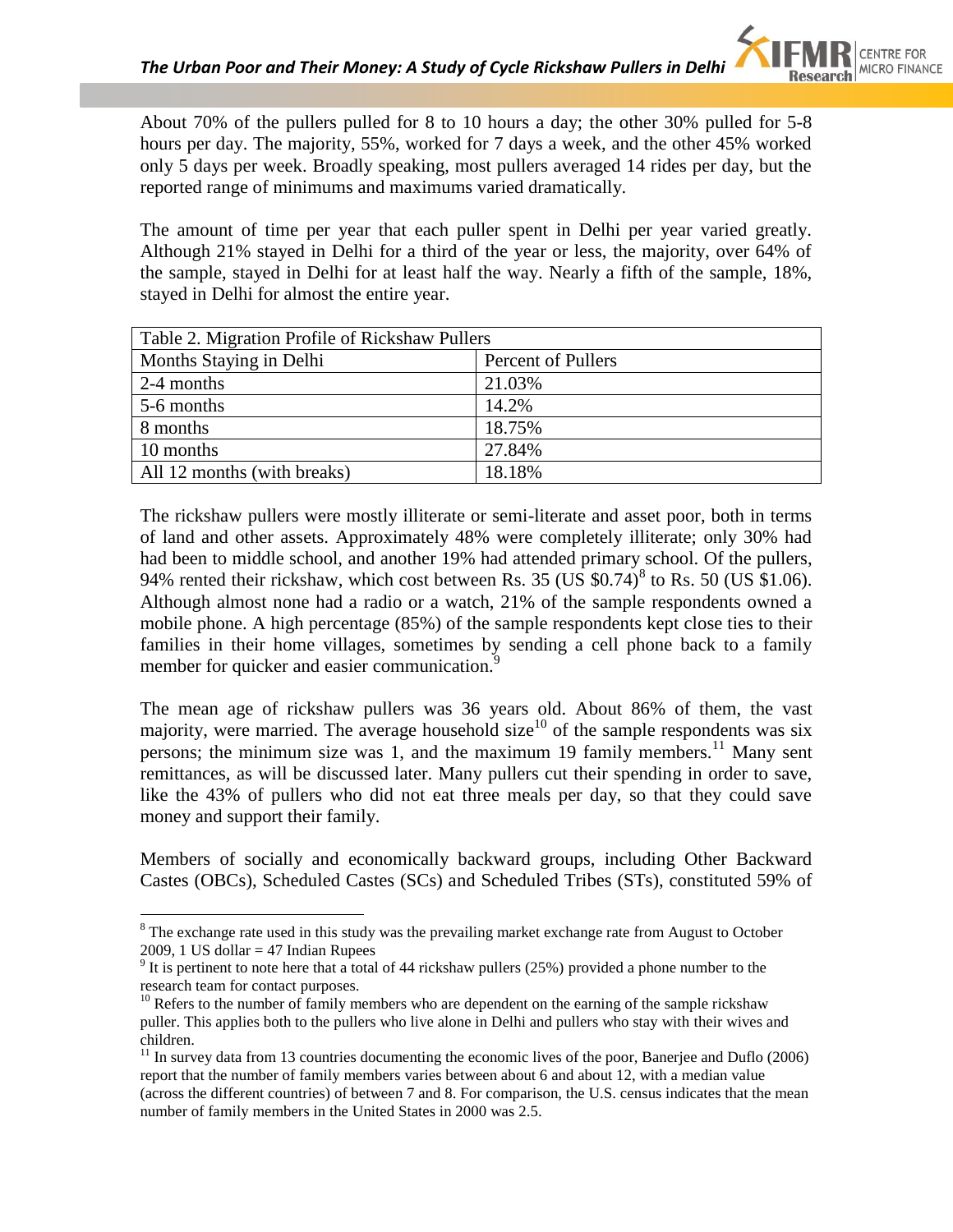About 70% of the pullers pulled for 8 to 10 hours a day; the other 30% pulled for 5-8 hours per day. The majority, 55%, worked for 7 days a week, and the other 45% worked only 5 days per week. Broadly speaking, most pullers averaged 14 rides per day, but the reported range of minimums and maximums varied dramatically.

The amount of time per year that each puller spent in Delhi per year varied greatly. Although 21% stayed in Delhi for a third of the year or less, the majority, over 64% of the sample, stayed in Delhi for at least half the way. Nearly a fifth of the sample, 18%, stayed in Delhi for almost the entire year.

| Table 2. Migration Profile of Rickshaw Pullers | |
|---|---|
| Months Staying in Delhi | Percent of Pullers |
| 2-4 months | 21.03% |
| 5-6 months | 14.2% |
| 8 months | 18.75% |
| 10 months | 27.84% |
| All 12 months (with breaks) | 18.18% |

The rickshaw pullers were mostly illiterate or semi-literate and asset poor, both in terms of land and other assets. Approximately 48% were completely illiterate; only 30% had had been to middle school, and another 19% had attended primary school. Of the pullers, 94% rented their rickshaw, which cost between Rs. 35 (US $0.74)[8] to Rs. 50 (US $1.06). Although almost none had a radio or a watch, 21% of the sample respondents owned a mobile phone. A high percentage (85%) of the sample respondents kept close ties to their families in their home villages, sometimes by sending a cell phone back to a family member for quicker and easier communication.[9]

The mean age of rickshaw pullers was 36 years old. About 86% of them, the vast majority, were married. The average household size[10] of the sample respondents was six persons; the minimum size was 1, and the maximum 19 family members.[11] Many sent remittances, as will be discussed later. Many pullers cut their spending in order to save, like the 43% of pullers who did not eat three meals per day, so that they could save money and support their family.

Members of socially and economically backward groups, including Other Backward Castes (OBCs), Scheduled Castes (SCs) and Scheduled Tribes (STs), constituted 59% of

---

[8] The exchange rate used in this study was the prevailing market exchange rate from August to October 2009, 1 US dollar = 47 Indian Rupees

[9] It is pertinent to note here that a total of 44 rickshaw pullers (25%) provided a phone number to the research team for contact purposes.

[10] Refers to the number of family members who are dependent on the earning of the sample rickshaw puller. This applies both to the pullers who live alone in Delhi and pullers who stay with their wives and children.

[11] In survey data from 13 countries documenting the economic lives of the poor, Banerjee and Duflo (2006) report that the number of family members varies between about 6 and about 12, with a median value (across the different countries) of between 7 and 8. For comparison, the U.S. census indicates that the mean number of family members in the United States in 2000 was 2.5.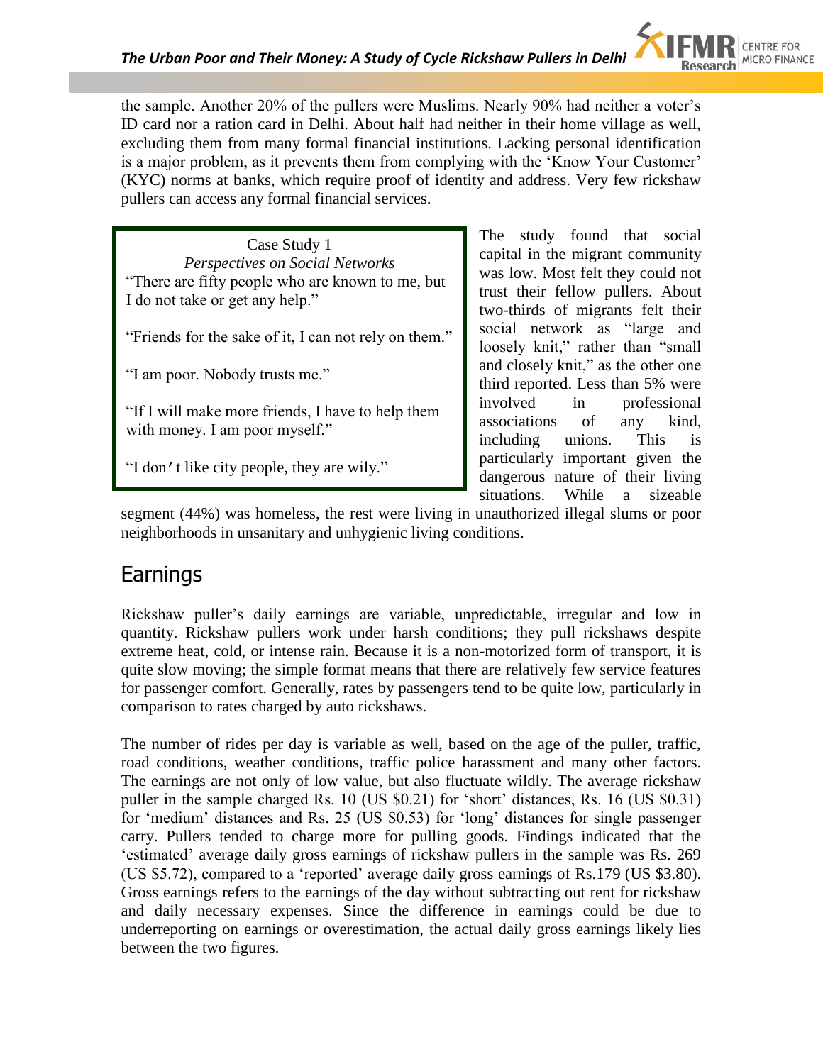the sample. Another 20% of the pullers were Muslims. Nearly 90% had neither a voter's ID card nor a ration card in Delhi. About half had neither in their home village as well, excluding them from many formal financial institutions. Lacking personal identification is a major problem, as it prevents them from complying with the 'Know Your Customer' (KYC) norms at banks, which require proof of identity and address. Very few rickshaw pullers can access any formal financial services.

> Case Study 1
>
> *Perspectives on Social Networks*
>
> "There are fifty people who are known to me, but I do not take or get any help."
>
> "Friends for the sake of it, I can not rely on them."
>
> "I am poor. Nobody trusts me."
>
> "If I will make more friends, I have to help them with money. I am poor myself."
>
> "I don't like city people, they are wily."

The study found that social capital in the migrant community was low. Most felt they could not trust their fellow pullers. About two-thirds of migrants felt their social network as "large and loosely knit," rather than "small and closely knit," as the other one third reported. Less than 5% were involved in professional associations of any kind, including unions. This is particularly important given the dangerous nature of their living situations. While a sizeable segment (44%) was homeless, the rest were living in unauthorized illegal slums or poor neighborhoods in unsanitary and unhygienic living conditions.

## Earnings

Rickshaw puller's daily earnings are variable, unpredictable, irregular and low in quantity. Rickshaw pullers work under harsh conditions; they pull rickshaws despite extreme heat, cold, or intense rain. Because it is a non-motorized form of transport, it is quite slow moving; the simple format means that there are relatively few service features for passenger comfort. Generally, rates by passengers tend to be quite low, particularly in comparison to rates charged by auto rickshaws.

The number of rides per day is variable as well, based on the age of the puller, traffic, road conditions, weather conditions, traffic police harassment and many other factors. The earnings are not only of low value, but also fluctuate wildly. The average rickshaw puller in the sample charged Rs. 10 (US $0.21) for 'short' distances, Rs. 16 (US $0.31) for 'medium' distances and Rs. 25 (US $0.53) for 'long' distances for single passenger carry. Pullers tended to charge more for pulling goods. Findings indicated that the 'estimated' average daily gross earnings of rickshaw pullers in the sample was Rs. 269 (US $5.72), compared to a 'reported' average daily gross earnings of Rs.179 (US $3.80). Gross earnings refers to the earnings of the day without subtracting out rent for rickshaw and daily necessary expenses. Since the difference in earnings could be due to underreporting on earnings or overestimation, the actual daily gross earnings likely lies between the two figures.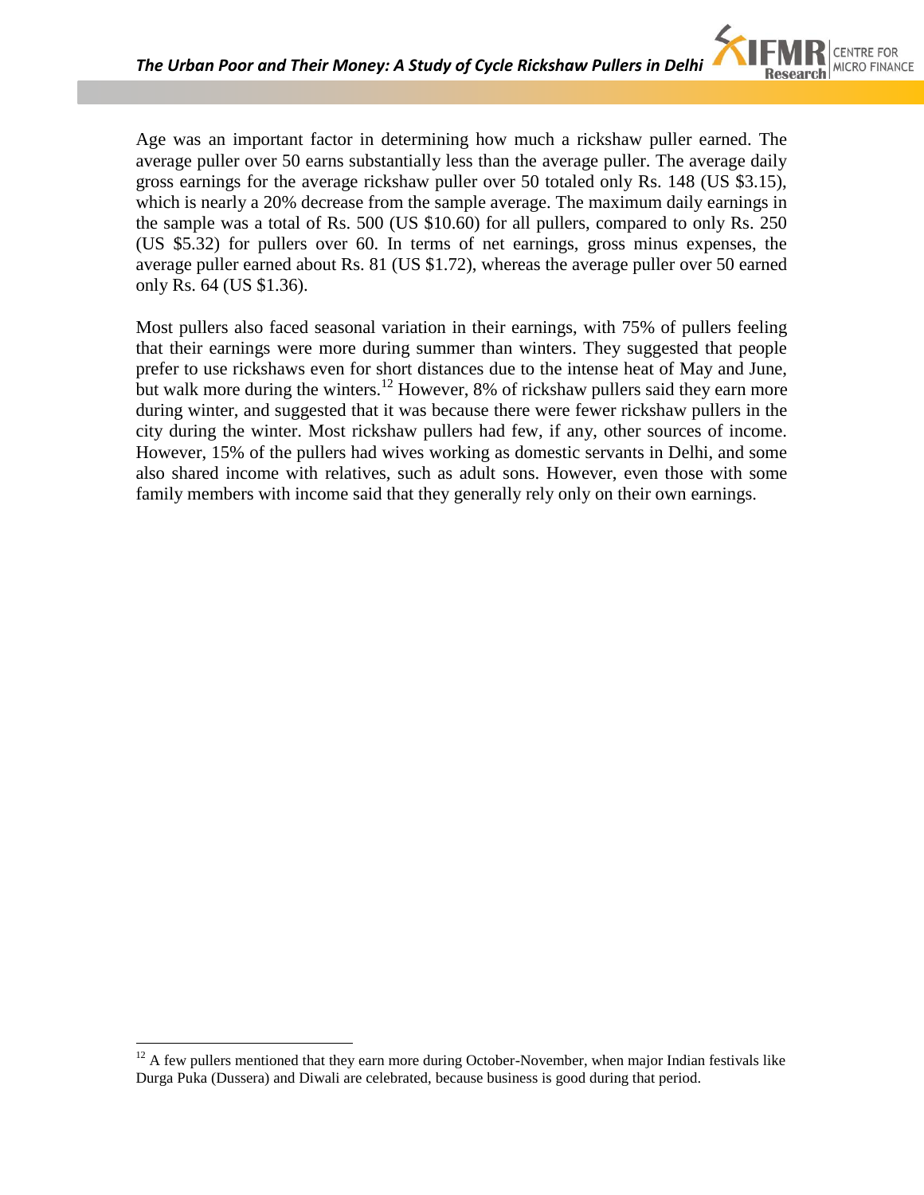Age was an important factor in determining how much a rickshaw puller earned. The average puller over 50 earns substantially less than the average puller. The average daily gross earnings for the average rickshaw puller over 50 totaled only Rs. 148 (US $3.15), which is nearly a 20% decrease from the sample average. The maximum daily earnings in the sample was a total of Rs. 500 (US $10.60) for all pullers, compared to only Rs. 250 (US $5.32) for pullers over 60. In terms of net earnings, gross minus expenses, the average puller earned about Rs. 81 (US $1.72), whereas the average puller over 50 earned only Rs. 64 (US $1.36).

Most pullers also faced seasonal variation in their earnings, with 75% of pullers feeling that their earnings were more during summer than winters. They suggested that people prefer to use rickshaws even for short distances due to the intense heat of May and June, but walk more during the winters.[12] However, 8% of rickshaw pullers said they earn more during winter, and suggested that it was because there were fewer rickshaw pullers in the city during the winter. Most rickshaw pullers had few, if any, other sources of income. However, 15% of the pullers had wives working as domestic servants in Delhi, and some also shared income with relatives, such as adult sons. However, even those with some family members with income said that they generally rely only on their own earnings.

[12] A few pullers mentioned that they earn more during October-November, when major Indian festivals like Durga Puka (Dussera) and Diwali are celebrated, because business is good during that period.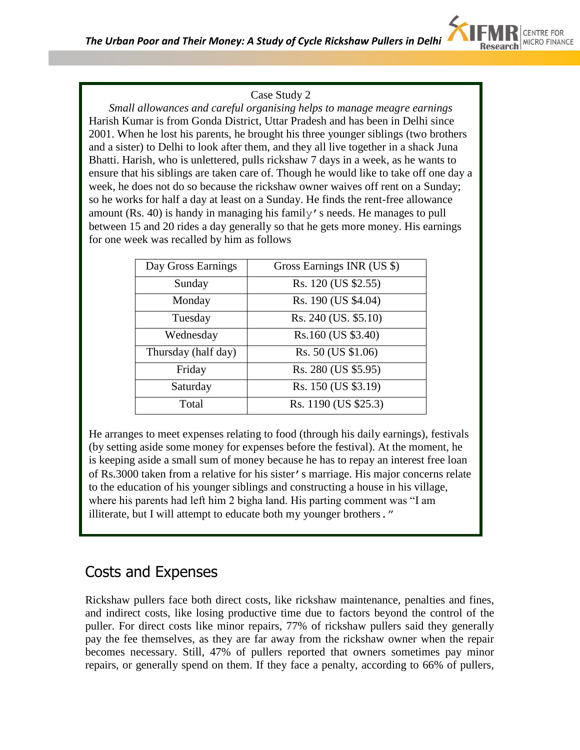Case Study 2

*Small allowances and careful organising helps to manage meagre earnings*

Harish Kumar is from Gonda District, Uttar Pradesh and has been in Delhi since 2001. When he lost his parents, he brought his three younger siblings (two brothers and a sister) to Delhi to look after them, and they all live together in a shack Juna Bhatti. Harish, who is unlettered, pulls rickshaw 7 days in a week, as he wants to ensure that his siblings are taken care of. Though he would like to take off one day a week, he does not do so because the rickshaw owner waives off rent on a Sunday; so he works for half a day at least on a Sunday. He finds the rent-free allowance amount (Rs. 40) is handy in managing his family's needs. He manages to pull between 15 and 20 rides a day generally so that he gets more money. His earnings for one week was recalled by him as follows

| Day Gross Earnings | Gross Earnings INR (US $) |
|---|---|
| Sunday | Rs. 120 (US $2.55) |
| Monday | Rs. 190 (US $4.04) |
| Tuesday | Rs. 240 (US. $5.10) |
| Wednesday | Rs.160 (US $3.40) |
| Thursday (half day) | Rs. 50 (US $1.06) |
| Friday | Rs. 280 (US $5.95) |
| Saturday | Rs. 150 (US $3.19) |
| Total | Rs. 1190 (US $25.3) |

He arranges to meet expenses relating to food (through his daily earnings), festivals (by setting aside some money for expenses before the festival). At the moment, he is keeping aside a small sum of money because he has to repay an interest free loan of Rs.3000 taken from a relative for his sister's marriage. His major concerns relate to the education of his younger siblings and constructing a house in his village, where his parents had left him 2 bigha land. His parting comment was "I am illiterate, but I will attempt to educate both my younger brothers."

## Costs and Expenses

Rickshaw pullers face both direct costs, like rickshaw maintenance, penalties and fines, and indirect costs, like losing productive time due to factors beyond the control of the puller. For direct costs like minor repairs, 77% of rickshaw pullers said they generally pay the fee themselves, as they are far away from the rickshaw owner when the repair becomes necessary. Still, 47% of pullers reported that owners sometimes pay minor repairs, or generally spend on them. If they face a penalty, according to 66% of pullers,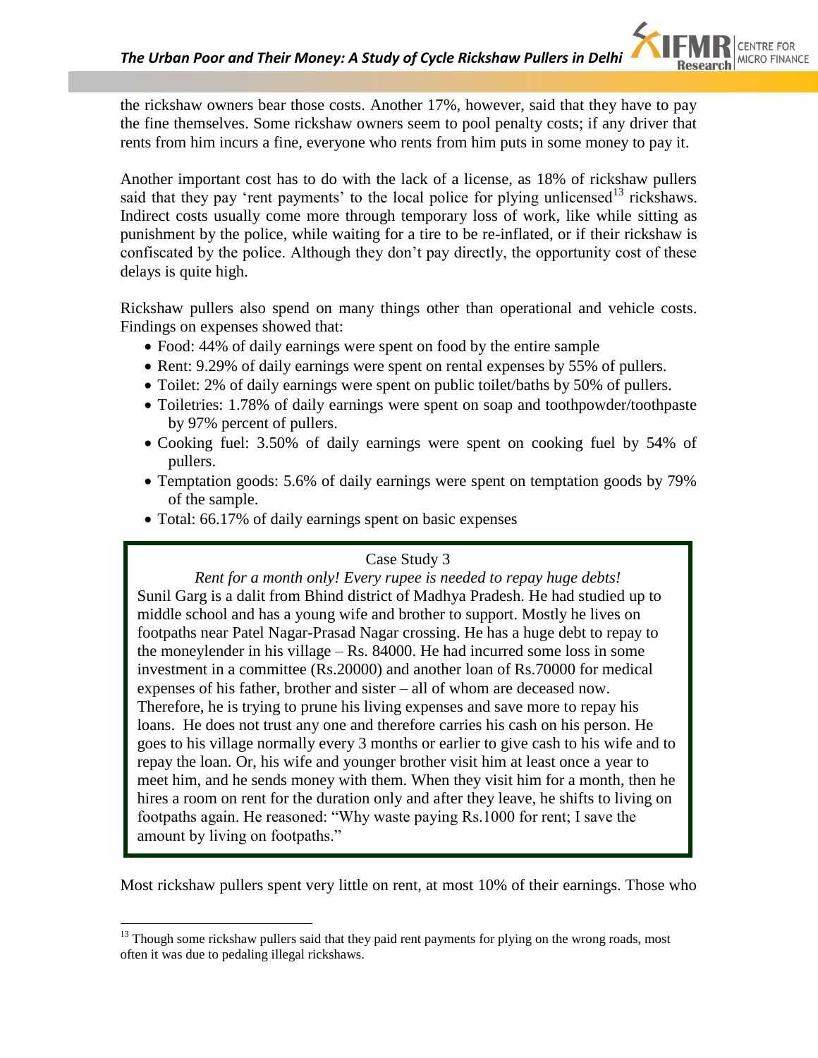the rickshaw owners bear those costs. Another 17%, however, said that they have to pay the fine themselves. Some rickshaw owners seem to pool penalty costs; if any driver that rents from him incurs a fine, everyone who rents from him puts in some money to pay it.

Another important cost has to do with the lack of a license, as 18% of rickshaw pullers said that they pay 'rent payments' to the local police for plying unlicensed[13] rickshaws. Indirect costs usually come more through temporary loss of work, like while sitting as punishment by the police, while waiting for a tire to be re-inflated, or if their rickshaw is confiscated by the police. Although they don't pay directly, the opportunity cost of these delays is quite high.

Rickshaw pullers also spend on many things other than operational and vehicle costs. Findings on expenses showed that:

- Food: 44% of daily earnings were spent on food by the entire sample
- Rent: 9.29% of daily earnings were spent on rental expenses by 55% of pullers.
- Toilet: 2% of daily earnings were spent on public toilet/baths by 50% of pullers.
- Toiletries: 1.78% of daily earnings were spent on soap and toothpowder/toothpaste by 97% percent of pullers.
- Cooking fuel: 3.50% of daily earnings were spent on cooking fuel by 54% of pullers.
- Temptation goods: 5.6% of daily earnings were spent on temptation goods by 79% of the sample.
- Total: 66.17% of daily earnings spent on basic expenses

> Case Study 3
>
> *Rent for a month only! Every rupee is needed to repay huge debts!*
>
> Sunil Garg is a dalit from Bhind district of Madhya Pradesh. He had studied up to middle school and has a young wife and brother to support. Mostly he lives on footpaths near Patel Nagar-Prasad Nagar crossing. He has a huge debt to repay to the moneylender in his village – Rs. 84000. He had incurred some loss in some investment in a committee (Rs.20000) and another loan of Rs.70000 for medical expenses of his father, brother and sister – all of whom are deceased now. Therefore, he is trying to prune his living expenses and save more to repay his loans. He does not trust any one and therefore carries his cash on his person. He goes to his village normally every 3 months or earlier to give cash to his wife and to repay the loan. Or, his wife and younger brother visit him at least once a year to meet him, and he sends money with them. When they visit him for a month, then he hires a room on rent for the duration only and after they leave, he shifts to living on footpaths again. He reasoned: "Why waste paying Rs.1000 for rent; I save the amount by living on footpaths."

Most rickshaw pullers spent very little on rent, at most 10% of their earnings. Those who

[13] Though some rickshaw pullers said that they paid rent payments for plying on the wrong roads, most often it was due to pedaling illegal rickshaws.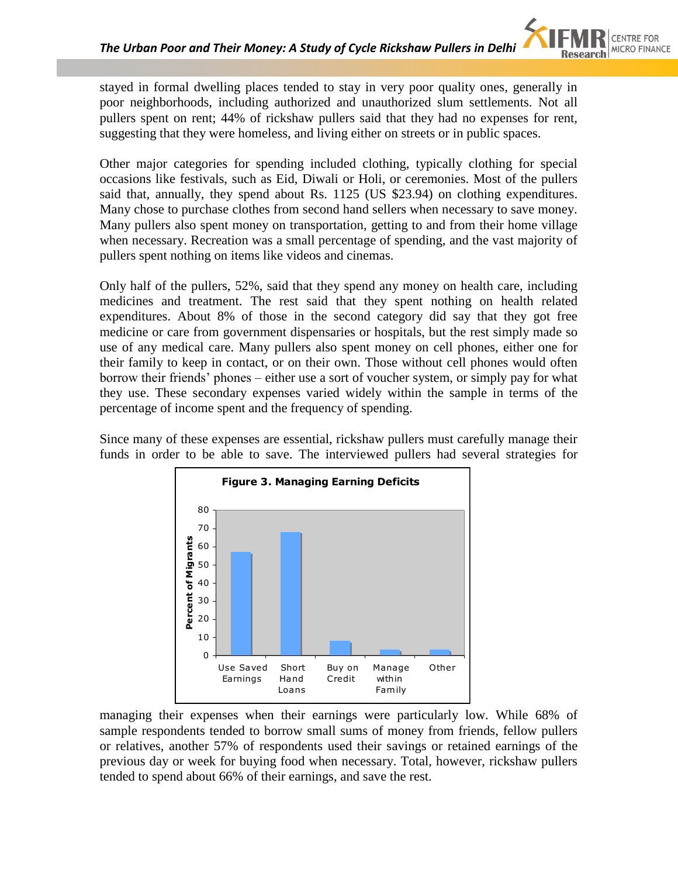stayed in formal dwelling places tended to stay in very poor quality ones, generally in poor neighborhoods, including authorized and unauthorized slum settlements. Not all pullers spent on rent; 44% of rickshaw pullers said that they had no expenses for rent, suggesting that they were homeless, and living either on streets or in public spaces.

Other major categories for spending included clothing, typically clothing for special occasions like festivals, such as Eid, Diwali or Holi, or ceremonies. Most of the pullers said that, annually, they spend about Rs. 1125 (US $23.94) on clothing expenditures. Many chose to purchase clothes from second hand sellers when necessary to save money. Many pullers also spent money on transportation, getting to and from their home village when necessary. Recreation was a small percentage of spending, and the vast majority of pullers spent nothing on items like videos and cinemas.

Only half of the pullers, 52%, said that they spend any money on health care, including medicines and treatment. The rest said that they spent nothing on health related expenditures. About 8% of those in the second category did say that they got free medicine or care from government dispensaries or hospitals, but the rest simply made so use of any medical care. Many pullers also spent money on cell phones, either one for their family to keep in contact, or on their own. Those without cell phones would often borrow their friends' phones – either use a sort of voucher system, or simply pay for what they use. These secondary expenses varied widely within the sample in terms of the percentage of income spent and the frequency of spending.

Since many of these expenses are essential, rickshaw pullers must carefully manage their funds in order to be able to save. The interviewed pullers had several strategies for managing their expenses when their earnings were particularly low. While 68% of sample respondents tended to borrow small sums of money from friends, fellow pullers or relatives, another 57% of respondents used their savings or retained earnings of the previous day or week for buying food when necessary. Total, however, rickshaw pullers tended to spend about 66% of their earnings, and save the rest.

**Figure 3. Managing Earning Deficits**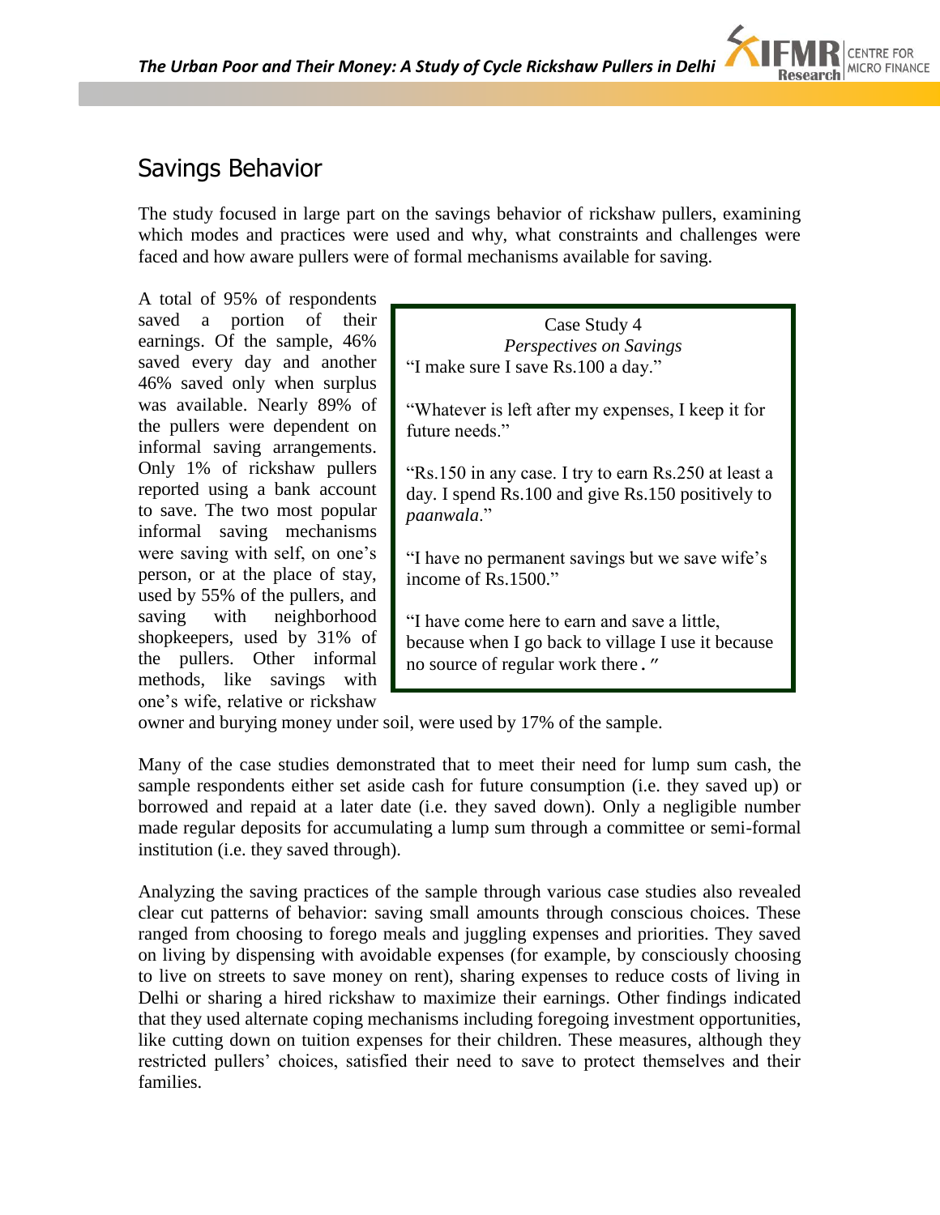## Savings Behavior

The study focused in large part on the savings behavior of rickshaw pullers, examining which modes and practices were used and why, what constraints and challenges were faced and how aware pullers were of formal mechanisms available for saving.

A total of 95% of respondents saved a portion of their earnings. Of the sample, 46% saved every day and another 46% saved only when surplus was available. Nearly 89% of the pullers were dependent on informal saving arrangements. Only 1% of rickshaw pullers reported using a bank account to save. The two most popular informal saving mechanisms were saving with self, on one's person, or at the place of stay, used by 55% of the pullers, and saving with neighborhood shopkeepers, used by 31% of the pullers. Other informal methods, like savings with one's wife, relative or rickshaw owner and burying money under soil, were used by 17% of the sample.

> Case Study 4
> *Perspectives on Savings*
>
> "I make sure I save Rs.100 a day."
>
> "Whatever is left after my expenses, I keep it for future needs."
>
> "Rs.150 in any case. I try to earn Rs.250 at least a day. I spend Rs.100 and give Rs.150 positively to *paanwala*."
>
> "I have no permanent savings but we save wife's income of Rs.1500."
>
> "I have come here to earn and save a little, because when I go back to village I use it because no source of regular work there."

Many of the case studies demonstrated that to meet their need for lump sum cash, the sample respondents either set aside cash for future consumption (i.e. they saved up) or borrowed and repaid at a later date (i.e. they saved down). Only a negligible number made regular deposits for accumulating a lump sum through a committee or semi-formal institution (i.e. they saved through).

Analyzing the saving practices of the sample through various case studies also revealed clear cut patterns of behavior: saving small amounts through conscious choices. These ranged from choosing to forego meals and juggling expenses and priorities. They saved on living by dispensing with avoidable expenses (for example, by consciously choosing to live on streets to save money on rent), sharing expenses to reduce costs of living in Delhi or sharing a hired rickshaw to maximize their earnings. Other findings indicated that they used alternate coping mechanisms including foregoing investment opportunities, like cutting down on tuition expenses for their children. These measures, although they restricted pullers' choices, satisfied their need to save to protect themselves and their families.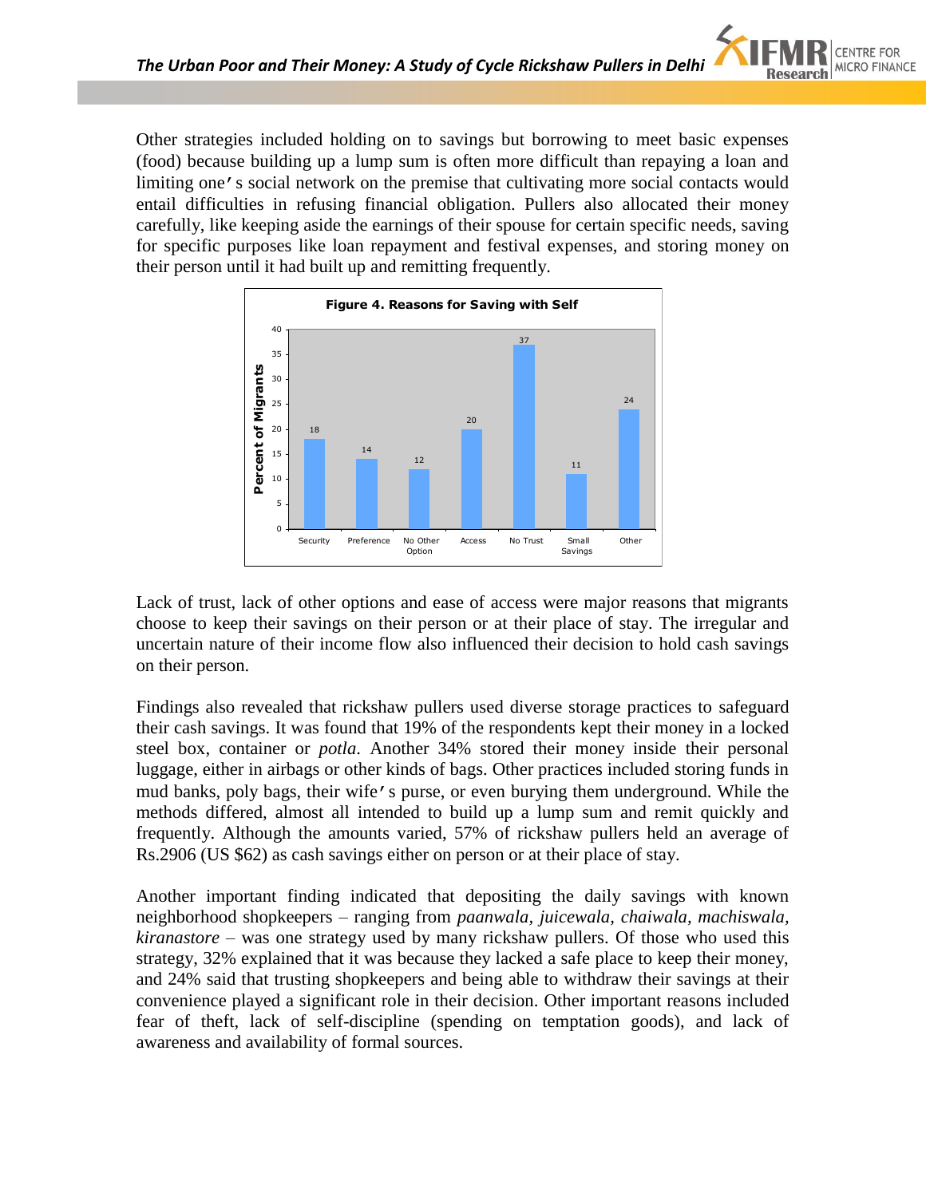Other strategies included holding on to savings but borrowing to meet basic expenses (food) because building up a lump sum is often more difficult than repaying a loan and limiting one's social network on the premise that cultivating more social contacts would entail difficulties in refusing financial obligation. Pullers also allocated their money carefully, like keeping aside the earnings of their spouse for certain specific needs, saving for specific purposes like loan repayment and festival expenses, and storing money on their person until it had built up and remitting frequently.

**Figure 4. Reasons for Saving with Self**

| Reason | Percent of Migrants |
|---|---|
| Security | 18 |
| Preference | 14 |
| No Other Option | 12 |
| Access | 20 |
| No Trust | 37 |
| Small Savings | 11 |
| Other | 24 |

Lack of trust, lack of other options and ease of access were major reasons that migrants choose to keep their savings on their person or at their place of stay. The irregular and uncertain nature of their income flow also influenced their decision to hold cash savings on their person.

Findings also revealed that rickshaw pullers used diverse storage practices to safeguard their cash savings. It was found that 19% of the respondents kept their money in a locked steel box, container or *potla*. Another 34% stored their money inside their personal luggage, either in airbags or other kinds of bags. Other practices included storing funds in mud banks, poly bags, their wife's purse, or even burying them underground. While the methods differed, almost all intended to build up a lump sum and remit quickly and frequently. Although the amounts varied, 57% of rickshaw pullers held an average of Rs.2906 (US $62) as cash savings either on person or at their place of stay.

Another important finding indicated that depositing the daily savings with known neighborhood shopkeepers – ranging from *paanwala, juicewala, chaiwala, machiswala, kiranastore* – was one strategy used by many rickshaw pullers. Of those who used this strategy, 32% explained that it was because they lacked a safe place to keep their money, and 24% said that trusting shopkeepers and being able to withdraw their savings at their convenience played a significant role in their decision. Other important reasons included fear of theft, lack of self-discipline (spending on temptation goods), and lack of awareness and availability of formal sources.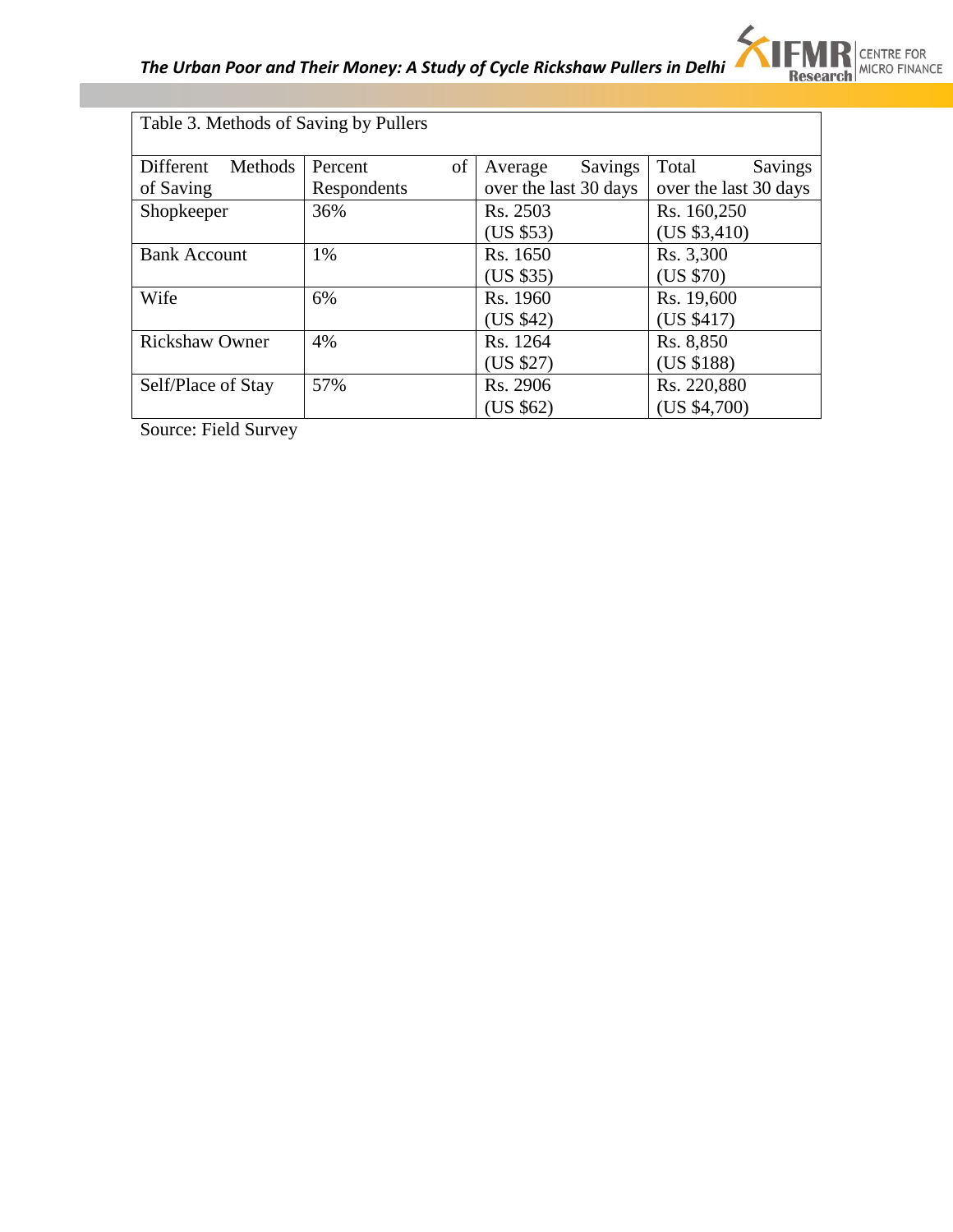Table 3. Methods of Saving by Pullers

| Different Methods of Saving | Percent of Respondents | Average Savings over the last 30 days | Total Savings over the last 30 days |
|---|---|---|---|
| Shopkeeper | 36% | Rs. 2503 (US $53) | Rs. 160,250 (US $3,410) |
| Bank Account | 1% | Rs. 1650 (US $35) | Rs. 3,300 (US $70) |
| Wife | 6% | Rs. 1960 (US $42) | Rs. 19,600 (US $417) |
| Rickshaw Owner | 4% | Rs. 1264 (US $27) | Rs. 8,850 (US $188) |
| Self/Place of Stay | 57% | Rs. 2906 (US $62) | Rs. 220,880 (US $4,700) |

Source: Field Survey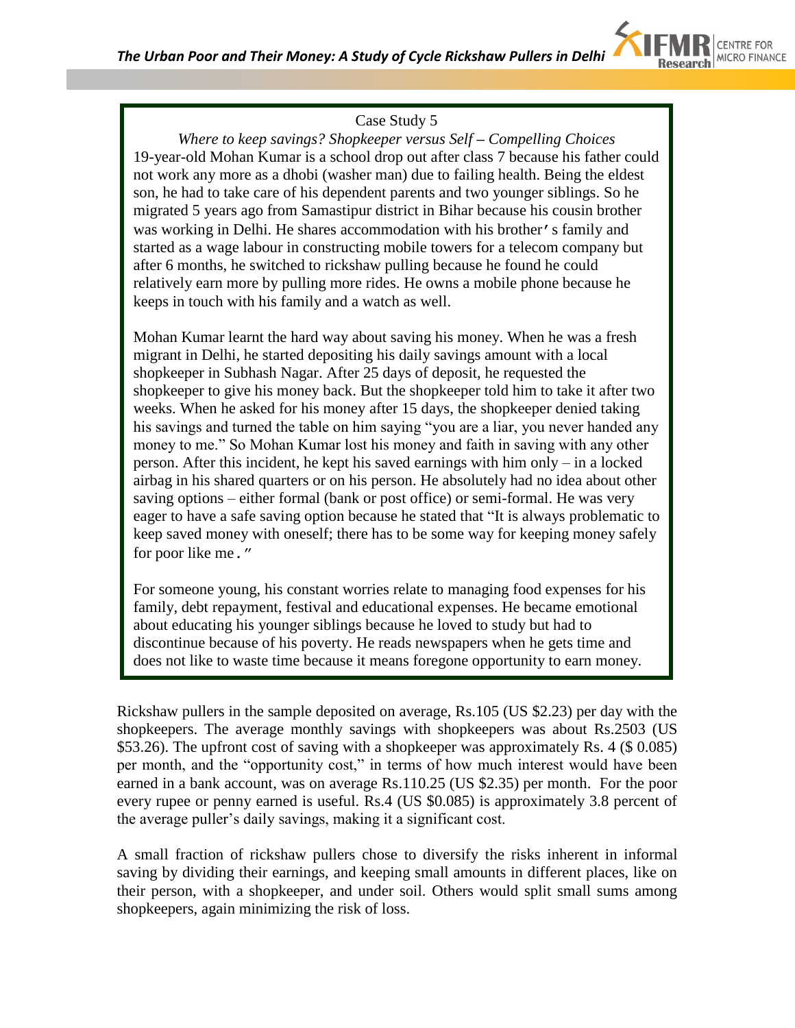Case Study 5

*Where to keep savings? Shopkeeper versus Self – Compelling Choices*

19-year-old Mohan Kumar is a school drop out after class 7 because his father could not work any more as a dhobi (washer man) due to failing health. Being the eldest son, he had to take care of his dependent parents and two younger siblings. So he migrated 5 years ago from Samastipur district in Bihar because his cousin brother was working in Delhi. He shares accommodation with his brother's family and started as a wage labour in constructing mobile towers for a telecom company but after 6 months, he switched to rickshaw pulling because he found he could relatively earn more by pulling more rides. He owns a mobile phone because he keeps in touch with his family and a watch as well.

Mohan Kumar learnt the hard way about saving his money. When he was a fresh migrant in Delhi, he started depositing his daily savings amount with a local shopkeeper in Subhash Nagar. After 25 days of deposit, he requested the shopkeeper to give his money back. But the shopkeeper told him to take it after two weeks. When he asked for his money after 15 days, the shopkeeper denied taking his savings and turned the table on him saying "you are a liar, you never handed any money to me." So Mohan Kumar lost his money and faith in saving with any other person. After this incident, he kept his saved earnings with him only – in a locked airbag in his shared quarters or on his person. He absolutely had no idea about other saving options – either formal (bank or post office) or semi-formal. He was very eager to have a safe saving option because he stated that "It is always problematic to keep saved money with oneself; there has to be some way for keeping money safely for poor like me."

For someone young, his constant worries relate to managing food expenses for his family, debt repayment, festival and educational expenses. He became emotional about educating his younger siblings because he loved to study but had to discontinue because of his poverty. He reads newspapers when he gets time and does not like to waste time because it means foregone opportunity to earn money.

Rickshaw pullers in the sample deposited on average, Rs.105 (US $2.23) per day with the shopkeepers. The average monthly savings with shopkeepers was about Rs.2503 (US $53.26). The upfront cost of saving with a shopkeeper was approximately Rs. 4 ($ 0.085) per month, and the "opportunity cost," in terms of how much interest would have been earned in a bank account, was on average Rs.110.25 (US $2.35) per month. For the poor every rupee or penny earned is useful. Rs.4 (US $0.085) is approximately 3.8 percent of the average puller's daily savings, making it a significant cost.

A small fraction of rickshaw pullers chose to diversify the risks inherent in informal saving by dividing their earnings, and keeping small amounts in different places, like on their person, with a shopkeeper, and under soil. Others would split small sums among shopkeepers, again minimizing the risk of loss.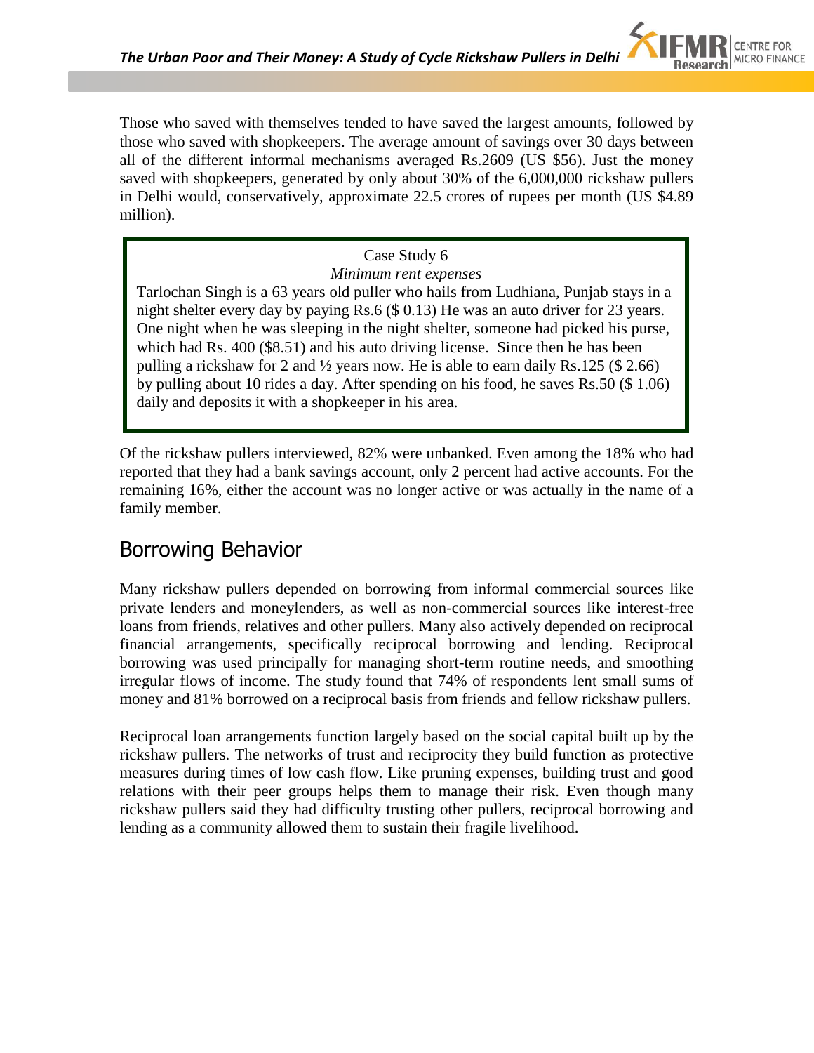Those who saved with themselves tended to have saved the largest amounts, followed by those who saved with shopkeepers. The average amount of savings over 30 days between all of the different informal mechanisms averaged Rs.2609 (US $56). Just the money saved with shopkeepers, generated by only about 30% of the 6,000,000 rickshaw pullers in Delhi would, conservatively, approximate 22.5 crores of rupees per month (US $4.89 million).

> Case Study 6
>
> *Minimum rent expenses*
>
> Tarlochan Singh is a 63 years old puller who hails from Ludhiana, Punjab stays in a night shelter every day by paying Rs.6 ($ 0.13) He was an auto driver for 23 years. One night when he was sleeping in the night shelter, someone had picked his purse, which had Rs. 400 ($8.51) and his auto driving license. Since then he has been pulling a rickshaw for 2 and ½ years now. He is able to earn daily Rs.125 ($ 2.66) by pulling about 10 rides a day. After spending on his food, he saves Rs.50 ($ 1.06) daily and deposits it with a shopkeeper in his area.

Of the rickshaw pullers interviewed, 82% were unbanked. Even among the 18% who had reported that they had a bank savings account, only 2 percent had active accounts. For the remaining 16%, either the account was no longer active or was actually in the name of a family member.

## Borrowing Behavior

Many rickshaw pullers depended on borrowing from informal commercial sources like private lenders and moneylenders, as well as non-commercial sources like interest-free loans from friends, relatives and other pullers. Many also actively depended on reciprocal financial arrangements, specifically reciprocal borrowing and lending. Reciprocal borrowing was used principally for managing short-term routine needs, and smoothing irregular flows of income. The study found that 74% of respondents lent small sums of money and 81% borrowed on a reciprocal basis from friends and fellow rickshaw pullers.

Reciprocal loan arrangements function largely based on the social capital built up by the rickshaw pullers. The networks of trust and reciprocity they build function as protective measures during times of low cash flow. Like pruning expenses, building trust and good relations with their peer groups helps them to manage their risk. Even though many rickshaw pullers said they had difficulty trusting other pullers, reciprocal borrowing and lending as a community allowed them to sustain their fragile livelihood.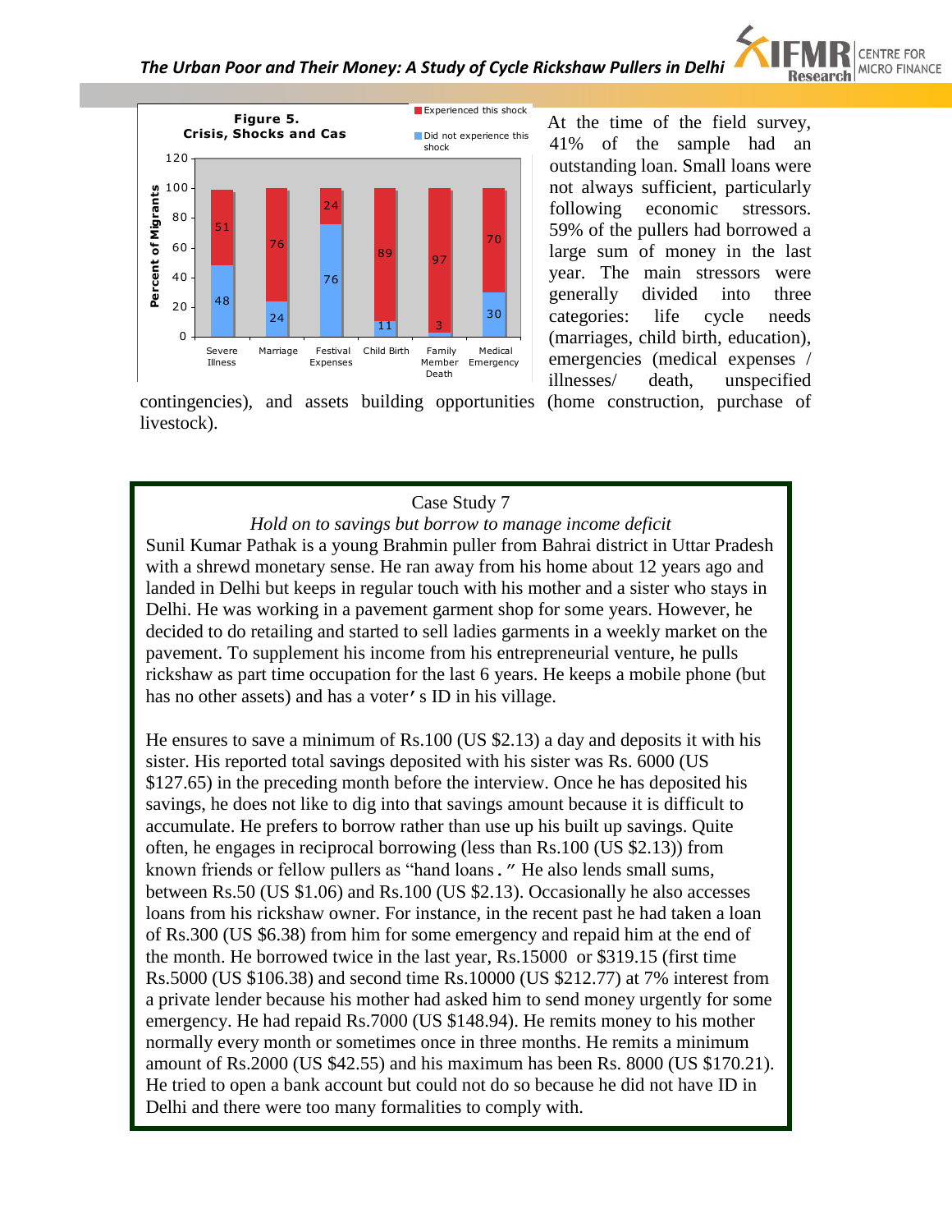**Figure 5. Crisis, Shocks and Cas**

| | Severe Illness | Marriage | Festival Expenses | Child Birth | Family Member Death | Medical Emergency |
|---|---|---|---|---|---|---|
| Experienced this shock | 51 | 76 | 24 | 89 | 97 | 70 |
| Did not experience this shock | 48 | 24 | 76 | 11 | 3 | 30 |

At the time of the field survey, 41% of the sample had an outstanding loan. Small loans were not always sufficient, particularly following economic stressors. 59% of the pullers had borrowed a large sum of money in the last year. The main stressors were generally divided into three categories: life cycle needs (marriages, child birth, education), emergencies (medical expenses / illnesses/ death, unspecified contingencies), and assets building opportunities (home construction, purchase of livestock).

> **Case Study 7**
>
> *Hold on to savings but borrow to manage income deficit*
>
> Sunil Kumar Pathak is a young Brahmin puller from Bahrai district in Uttar Pradesh with a shrewd monetary sense. He ran away from his home about 12 years ago and landed in Delhi but keeps in regular touch with his mother and a sister who stays in Delhi. He was working in a pavement garment shop for some years. However, he decided to do retailing and started to sell ladies garments in a weekly market on the pavement. To supplement his income from his entrepreneurial venture, he pulls rickshaw as part time occupation for the last 6 years. He keeps a mobile phone (but has no other assets) and has a voter's ID in his village.
>
> He ensures to save a minimum of Rs.100 (US $2.13) a day and deposits it with his sister. His reported total savings deposited with his sister was Rs. 6000 (US $127.65) in the preceding month before the interview. Once he has deposited his savings, he does not like to dig into that savings amount because it is difficult to accumulate. He prefers to borrow rather than use up his built up savings. Quite often, he engages in reciprocal borrowing (less than Rs.100 (US $2.13)) from known friends or fellow pullers as "hand loans." He also lends small sums, between Rs.50 (US $1.06) and Rs.100 (US $2.13). Occasionally he also accesses loans from his rickshaw owner. For instance, in the recent past he had taken a loan of Rs.300 (US $6.38) from him for some emergency and repaid him at the end of the month. He borrowed twice in the last year, Rs.15000 or $319.15 (first time Rs.5000 (US $106.38) and second time Rs.10000 (US $212.77) at 7% interest from a private lender because his mother had asked him to send money urgently for some emergency. He had repaid Rs.7000 (US $148.94). He remits money to his mother normally every month or sometimes once in three months. He remits a minimum amount of Rs.2000 (US $42.55) and his maximum has been Rs. 8000 (US $170.21). He tried to open a bank account but could not do so because he did not have ID in Delhi and there were too many formalities to comply with.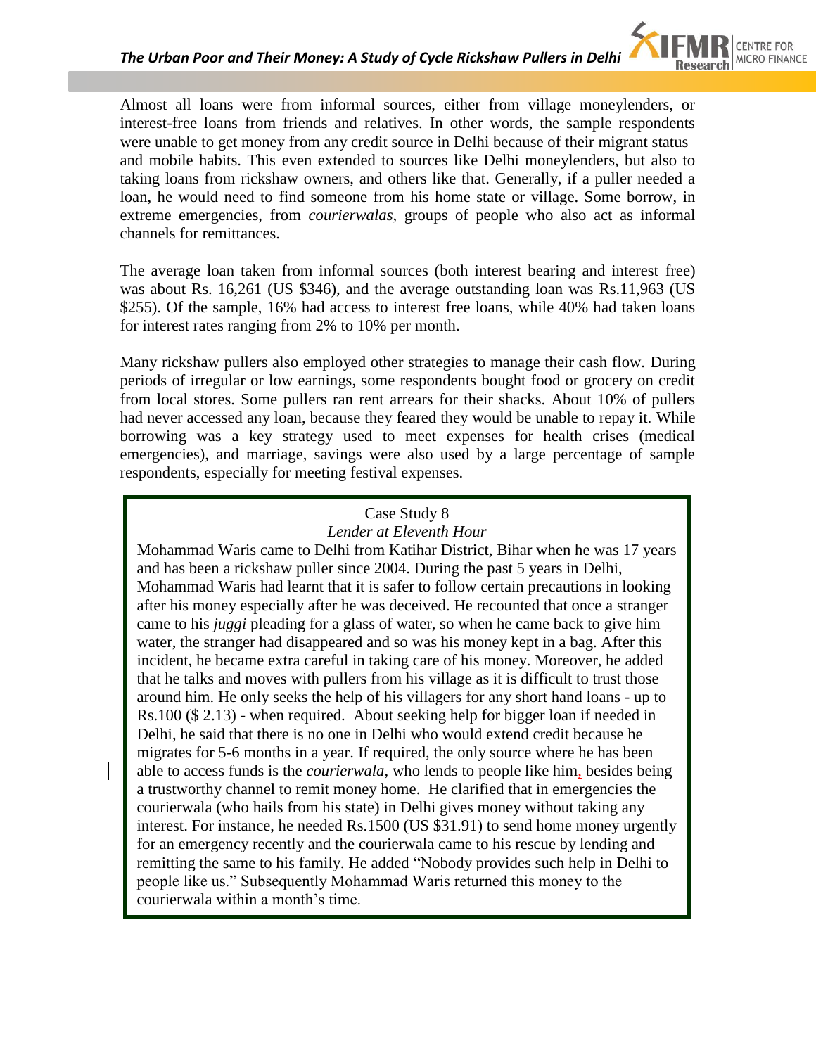Almost all loans were from informal sources, either from village moneylenders, or interest-free loans from friends and relatives. In other words, the sample respondents were unable to get money from any credit source in Delhi because of their migrant status and mobile habits. This even extended to sources like Delhi moneylenders, but also to taking loans from rickshaw owners, and others like that. Generally, if a puller needed a loan, he would need to find someone from his home state or village. Some borrow, in extreme emergencies, from *courierwalas*, groups of people who also act as informal channels for remittances.

The average loan taken from informal sources (both interest bearing and interest free) was about Rs. 16,261 (US $346), and the average outstanding loan was Rs.11,963 (US $255). Of the sample, 16% had access to interest free loans, while 40% had taken loans for interest rates ranging from 2% to 10% per month.

Many rickshaw pullers also employed other strategies to manage their cash flow. During periods of irregular or low earnings, some respondents bought food or grocery on credit from local stores. Some pullers ran rent arrears for their shacks. About 10% of pullers had never accessed any loan, because they feared they would be unable to repay it. While borrowing was a key strategy used to meet expenses for health crises (medical emergencies), and marriage, savings were also used by a large percentage of sample respondents, especially for meeting festival expenses.

> Case Study 8
>
> *Lender at Eleventh Hour*
>
> Mohammad Waris came to Delhi from Katihar District, Bihar when he was 17 years and has been a rickshaw puller since 2004. During the past 5 years in Delhi, Mohammad Waris had learnt that it is safer to follow certain precautions in looking after his money especially after he was deceived. He recounted that once a stranger came to his *juggi* pleading for a glass of water, so when he came back to give him water, the stranger had disappeared and so was his money kept in a bag. After this incident, he became extra careful in taking care of his money. Moreover, he added that he talks and moves with pullers from his village as it is difficult to trust those around him. He only seeks the help of his villagers for any short hand loans - up to Rs.100 ($ 2.13) - when required. About seeking help for bigger loan if needed in Delhi, he said that there is no one in Delhi who would extend credit because he migrates for 5-6 months in a year. If required, the only source where he has been able to access funds is the *courierwala,* who lends to people like him, besides being a trustworthy channel to remit money home. He clarified that in emergencies the courierwala (who hails from his state) in Delhi gives money without taking any interest. For instance, he needed Rs.1500 (US $31.91) to send home money urgently for an emergency recently and the courierwala came to his rescue by lending and remitting the same to his family. He added "Nobody provides such help in Delhi to people like us." Subsequently Mohammad Waris returned this money to the courierwala within a month's time.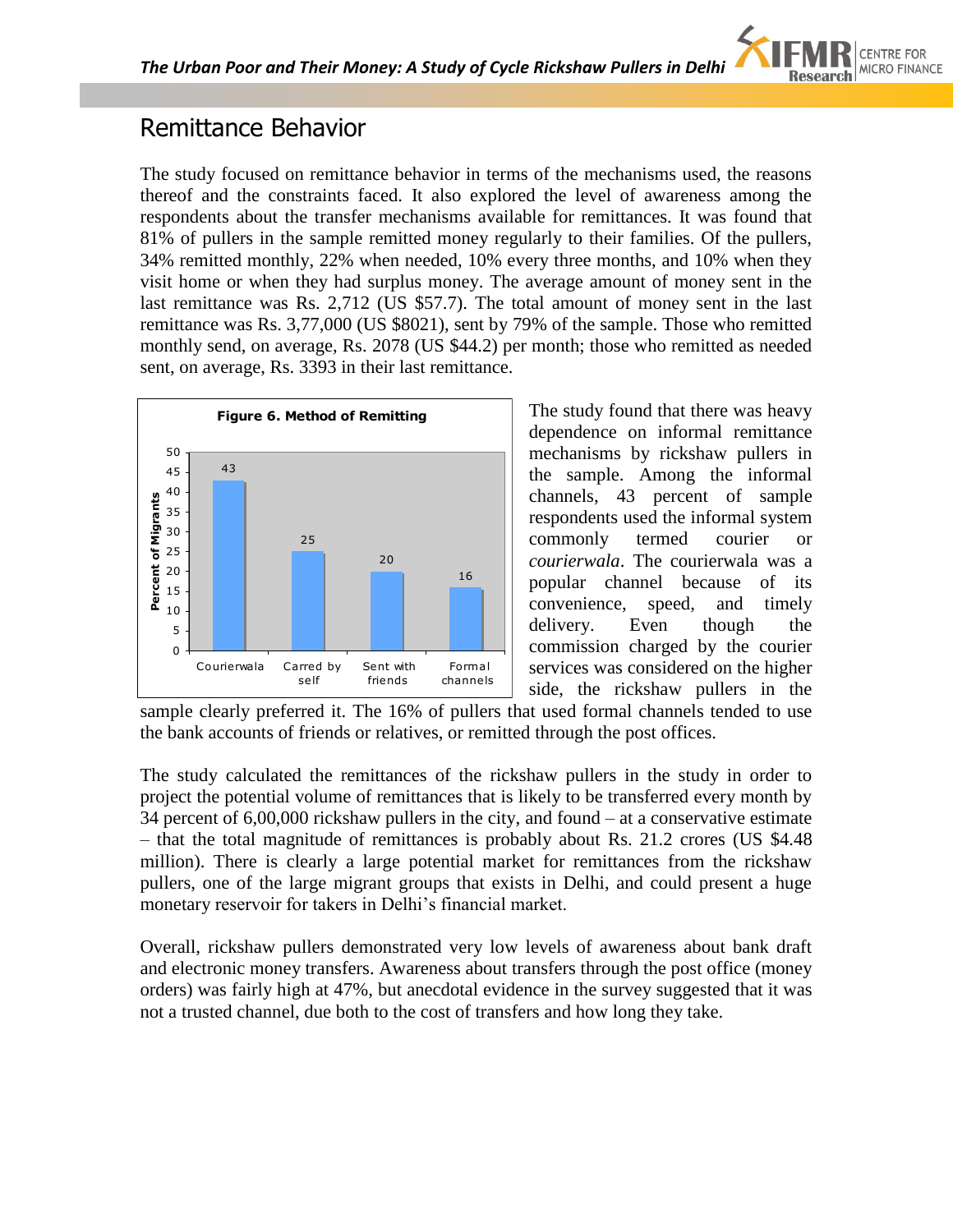## Remittance Behavior

The study focused on remittance behavior in terms of the mechanisms used, the reasons thereof and the constraints faced. It also explored the level of awareness among the respondents about the transfer mechanisms available for remittances. It was found that 81% of pullers in the sample remitted money regularly to their families. Of the pullers, 34% remitted monthly, 22% when needed, 10% every three months, and 10% when they visit home or when they had surplus money. The average amount of money sent in the last remittance was Rs. 2,712 (US $57.7). The total amount of money sent in the last remittance was Rs. 3,77,000 (US $8021), sent by 79% of the sample. Those who remitted monthly send, on average, Rs. 2078 (US $44.2) per month; those who remitted as needed sent, on average, Rs. 3393 in their last remittance.

**Figure 6. Method of Remitting**

| Method | Percent of Migrants |
|---|---|
| Courierwala | 43 |
| Carred by self | 25 |
| Sent with friends | 20 |
| Formal channels | 16 |

The study found that there was heavy dependence on informal remittance mechanisms by rickshaw pullers in the sample. Among the informal channels, 43 percent of sample respondents used the informal system commonly termed courier or *courierwala*. The courierwala was a popular channel because of its convenience, speed, and timely delivery. Even though the commission charged by the courier services was considered on the higher side, the rickshaw pullers in the sample clearly preferred it. The 16% of pullers that used formal channels tended to use the bank accounts of friends or relatives, or remitted through the post offices.

The study calculated the remittances of the rickshaw pullers in the study in order to project the potential volume of remittances that is likely to be transferred every month by 34 percent of 6,00,000 rickshaw pullers in the city, and found – at a conservative estimate – that the total magnitude of remittances is probably about Rs. 21.2 crores (US $4.48 million). There is clearly a large potential market for remittances from the rickshaw pullers, one of the large migrant groups that exists in Delhi, and could present a huge monetary reservoir for takers in Delhi's financial market.

Overall, rickshaw pullers demonstrated very low levels of awareness about bank draft and electronic money transfers. Awareness about transfers through the post office (money orders) was fairly high at 47%, but anecdotal evidence in the survey suggested that it was not a trusted channel, due both to the cost of transfers and how long they take.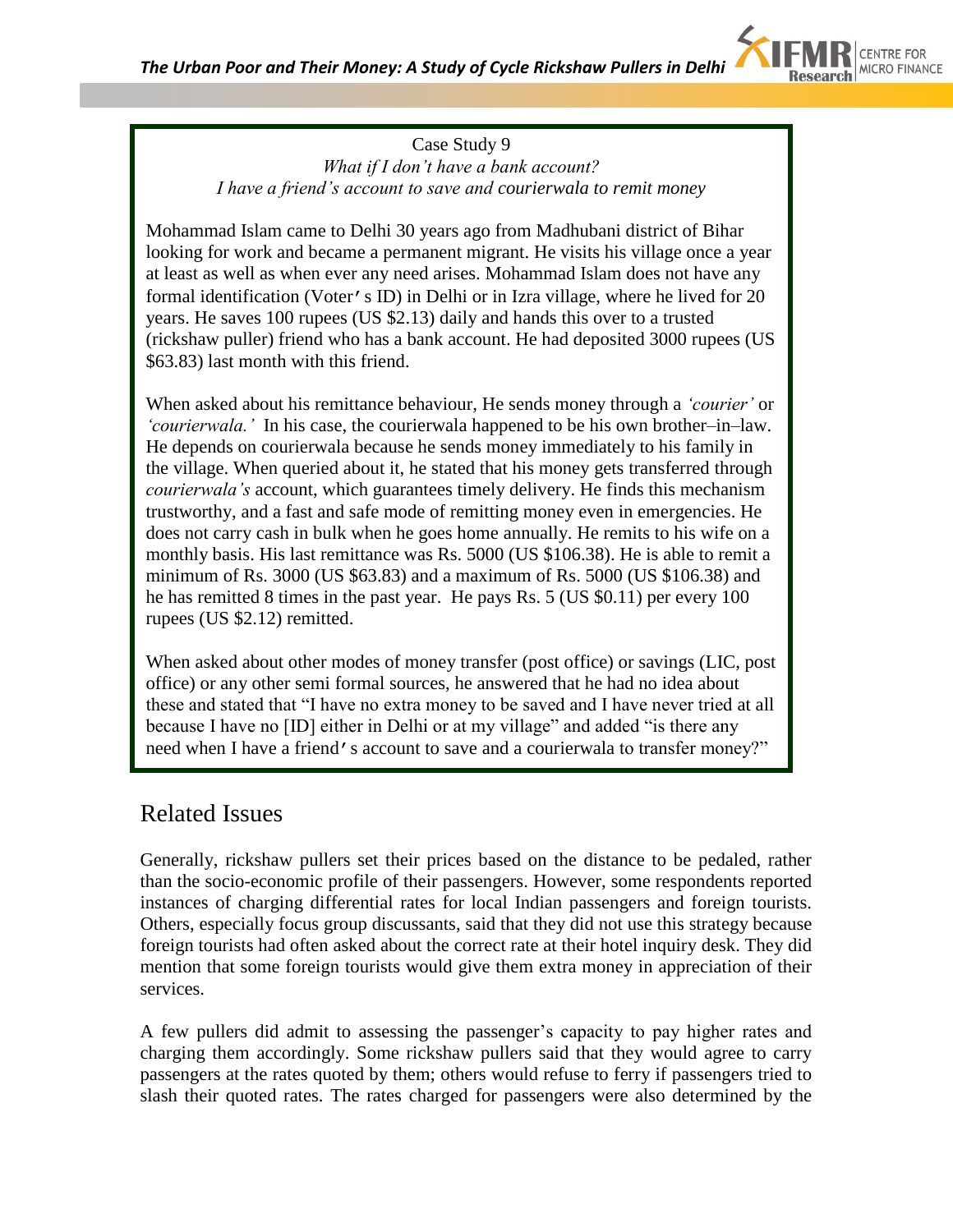Case Study 9

*What if I don't have a bank account?*
*I have a friend's account to save and* courierwala *to remit money*

Mohammad Islam came to Delhi 30 years ago from Madhubani district of Bihar looking for work and became a permanent migrant. He visits his village once a year at least as well as when ever any need arises. Mohammad Islam does not have any formal identification (Voter's ID) in Delhi or in Izra village, where he lived for 20 years. He saves 100 rupees (US $2.13) daily and hands this over to a trusted (rickshaw puller) friend who has a bank account. He had deposited 3000 rupees (US $63.83) last month with this friend.

When asked about his remittance behaviour, He sends money through a *'courier'* or *'courierwala.'* In his case, the courierwala happened to be his own brother–in–law. He depends on courierwala because he sends money immediately to his family in the village. When queried about it, he stated that his money gets transferred through *courierwala's* account, which guarantees timely delivery. He finds this mechanism trustworthy, and a fast and safe mode of remitting money even in emergencies. He does not carry cash in bulk when he goes home annually. He remits to his wife on a monthly basis. His last remittance was Rs. 5000 (US $106.38). He is able to remit a minimum of Rs. 3000 (US $63.83) and a maximum of Rs. 5000 (US $106.38) and he has remitted 8 times in the past year. He pays Rs. 5 (US $0.11) per every 100 rupees (US $2.12) remitted.

When asked about other modes of money transfer (post office) or savings (LIC, post office) or any other semi formal sources, he answered that he had no idea about these and stated that "I have no extra money to be saved and I have never tried at all because I have no [ID] either in Delhi or at my village" and added "is there any need when I have a friend's account to save and a courierwala to transfer money?"

## Related Issues

Generally, rickshaw pullers set their prices based on the distance to be pedaled, rather than the socio-economic profile of their passengers. However, some respondents reported instances of charging differential rates for local Indian passengers and foreign tourists. Others, especially focus group discussants, said that they did not use this strategy because foreign tourists had often asked about the correct rate at their hotel inquiry desk. They did mention that some foreign tourists would give them extra money in appreciation of their services.

A few pullers did admit to assessing the passenger's capacity to pay higher rates and charging them accordingly. Some rickshaw pullers said that they would agree to carry passengers at the rates quoted by them; others would refuse to ferry if passengers tried to slash their quoted rates. The rates charged for passengers were also determined by the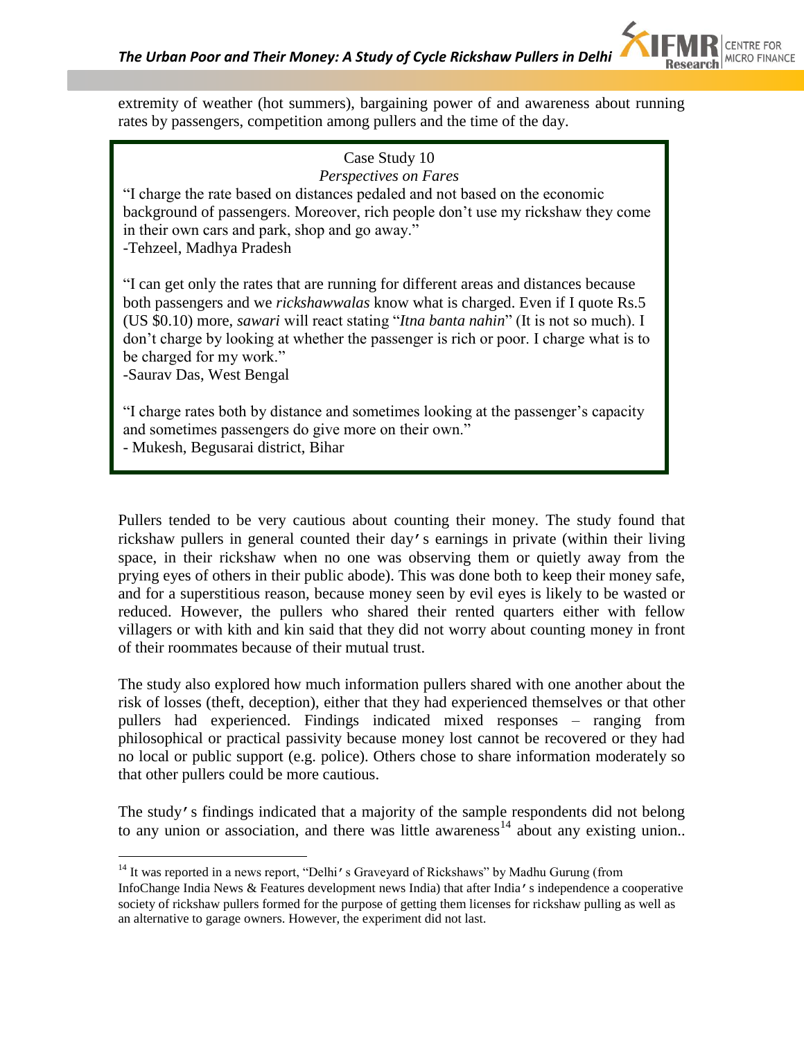extremity of weather (hot summers), bargaining power of and awareness about running rates by passengers, competition among pullers and the time of the day.

> Case Study 10
> *Perspectives on Fares*
>
> "I charge the rate based on distances pedaled and not based on the economic background of passengers. Moreover, rich people don't use my rickshaw they come in their own cars and park, shop and go away."
> -Tehzeel, Madhya Pradesh
>
> "I can get only the rates that are running for different areas and distances because both passengers and we *rickshawwalas* know what is charged. Even if I quote Rs.5 (US $0.10) more, *sawari* will react stating "*Itna banta nahin*" (It is not so much). I don't charge by looking at whether the passenger is rich or poor. I charge what is to be charged for my work."
> -Saurav Das, West Bengal
>
> "I charge rates both by distance and sometimes looking at the passenger's capacity and sometimes passengers do give more on their own."
> - Mukesh, Begusarai district, Bihar

Pullers tended to be very cautious about counting their money. The study found that rickshaw pullers in general counted their day's earnings in private (within their living space, in their rickshaw when no one was observing them or quietly away from the prying eyes of others in their public abode). This was done both to keep their money safe, and for a superstitious reason, because money seen by evil eyes is likely to be wasted or reduced. However, the pullers who shared their rented quarters either with fellow villagers or with kith and kin said that they did not worry about counting money in front of their roommates because of their mutual trust.

The study also explored how much information pullers shared with one another about the risk of losses (theft, deception), either that they had experienced themselves or that other pullers had experienced. Findings indicated mixed responses – ranging from philosophical or practical passivity because money lost cannot be recovered or they had no local or public support (e.g. police). Others chose to share information moderately so that other pullers could be more cautious.

The study's findings indicated that a majority of the sample respondents did not belong to any union or association, and there was little awareness[14] about any existing union..

[14] It was reported in a news report, "Delhi's Graveyard of Rickshaws" by Madhu Gurung (from InfoChange India News & Features development news India) that after India's independence a cooperative society of rickshaw pullers formed for the purpose of getting them licenses for rickshaw pulling as well as an alternative to garage owners. However, the experiment did not last.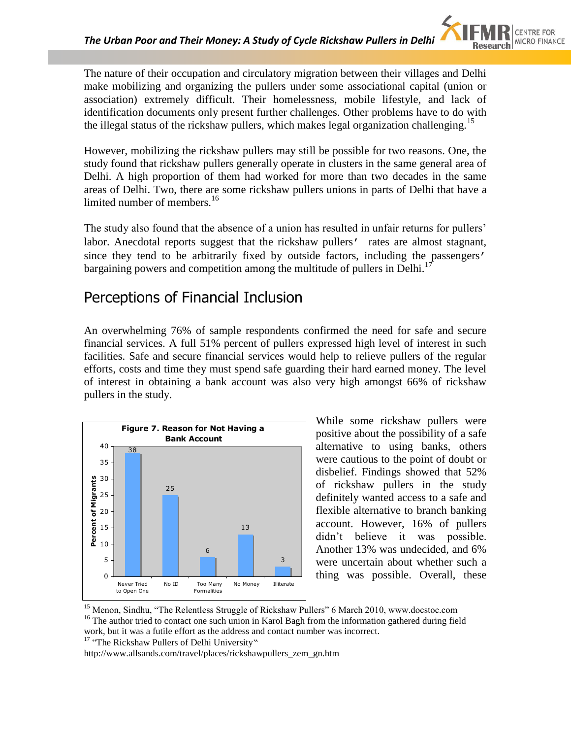The nature of their occupation and circulatory migration between their villages and Delhi make mobilizing and organizing the pullers under some associational capital (union or association) extremely difficult. Their homelessness, mobile lifestyle, and lack of identification documents only present further challenges. Other problems have to do with the illegal status of the rickshaw pullers, which makes legal organization challenging.[15]

However, mobilizing the rickshaw pullers may still be possible for two reasons. One, the study found that rickshaw pullers generally operate in clusters in the same general area of Delhi. A high proportion of them had worked for more than two decades in the same areas of Delhi. Two, there are some rickshaw pullers unions in parts of Delhi that have a limited number of members.[16]

The study also found that the absence of a union has resulted in unfair returns for pullers' labor. Anecdotal reports suggest that the rickshaw pullers' rates are almost stagnant, since they tend to be arbitrarily fixed by outside factors, including the passengers' bargaining powers and competition among the multitude of pullers in Delhi.[17]

## Perceptions of Financial Inclusion

An overwhelming 76% of sample respondents confirmed the need for safe and secure financial services. A full 51% percent of pullers expressed high level of interest in such facilities. Safe and secure financial services would help to relieve pullers of the regular efforts, costs and time they must spend safe guarding their hard earned money. The level of interest in obtaining a bank account was also very high amongst 66% of rickshaw pullers in the study.

**Figure 7. Reason for Not Having a Bank Account**

| Reason | Percent of Migrants |
|---|---|
| Never Tried to Open One | 38 |
| No ID | 25 |
| Too Many Formalities | 6 |
| No Money | 13 |
| Illiterate | 3 |

While some rickshaw pullers were positive about the possibility of a safe alternative to using banks, others were cautious to the point of doubt or disbelief. Findings showed that 52% of rickshaw pullers in the study definitely wanted access to a safe and flexible alternative to branch banking account. However, 16% of pullers didn't believe it was possible. Another 13% was undecided, and 6% were uncertain about whether such a thing was possible. Overall, these

[15] Menon, Sindhu, "The Relentless Struggle of Rickshaw Pullers" 6 March 2010, www.docstoc.com

[16] The author tried to contact one such union in Karol Bagh from the information gathered during field work, but it was a futile effort as the address and contact number was incorrect.

[17] "The Rickshaw Pullers of Delhi University" http://www.allsands.com/travel/places/rickshawpullers_zem_gn.htm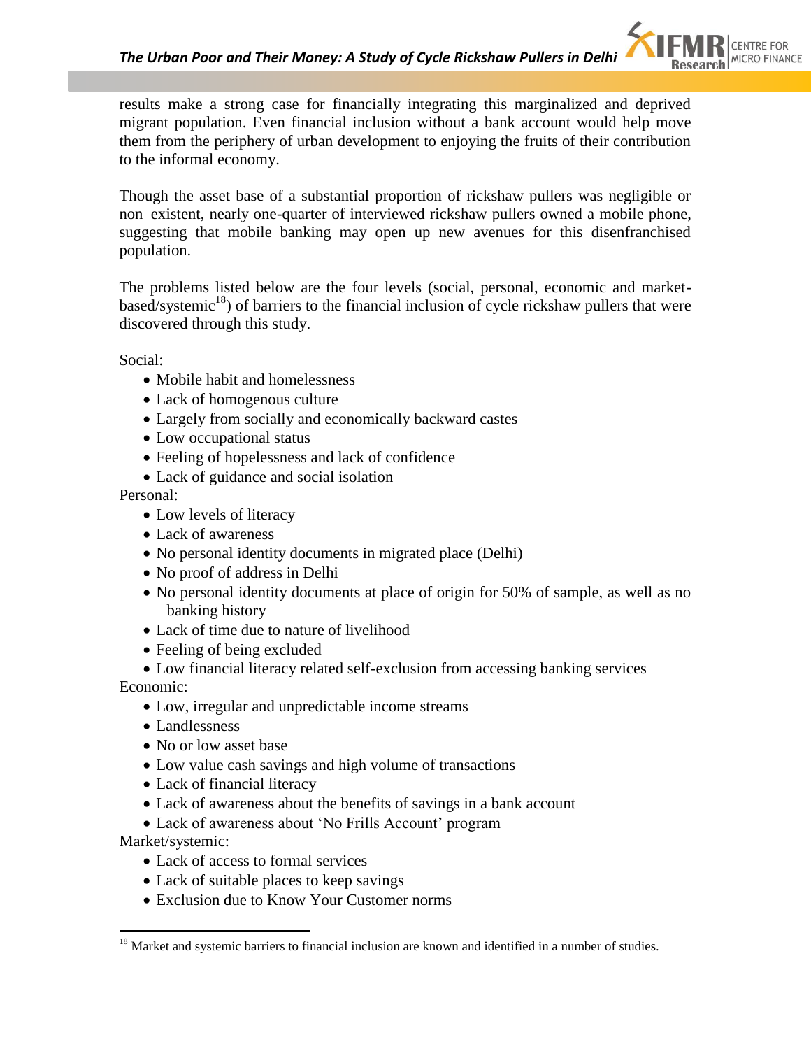results make a strong case for financially integrating this marginalized and deprived migrant population. Even financial inclusion without a bank account would help move them from the periphery of urban development to enjoying the fruits of their contribution to the informal economy.

Though the asset base of a substantial proportion of rickshaw pullers was negligible or non–existent, nearly one-quarter of interviewed rickshaw pullers owned a mobile phone, suggesting that mobile banking may open up new avenues for this disenfranchised population.

The problems listed below are the four levels (social, personal, economic and market-based/systemic[18]) of barriers to the financial inclusion of cycle rickshaw pullers that were discovered through this study.

Social:

- Mobile habit and homelessness
- Lack of homogenous culture
- Largely from socially and economically backward castes
- Low occupational status
- Feeling of hopelessness and lack of confidence
- Lack of guidance and social isolation

Personal:

- Low levels of literacy
- Lack of awareness
- No personal identity documents in migrated place (Delhi)
- No proof of address in Delhi
- No personal identity documents at place of origin for 50% of sample, as well as no banking history
- Lack of time due to nature of livelihood
- Feeling of being excluded
- Low financial literacy related self-exclusion from accessing banking services

Economic:

- Low, irregular and unpredictable income streams
- Landlessness
- No or low asset base
- Low value cash savings and high volume of transactions
- Lack of financial literacy
- Lack of awareness about the benefits of savings in a bank account
- Lack of awareness about 'No Frills Account' program

Market/systemic:

- Lack of access to formal services
- Lack of suitable places to keep savings
- Exclusion due to Know Your Customer norms

[18] Market and systemic barriers to financial inclusion are known and identified in a number of studies.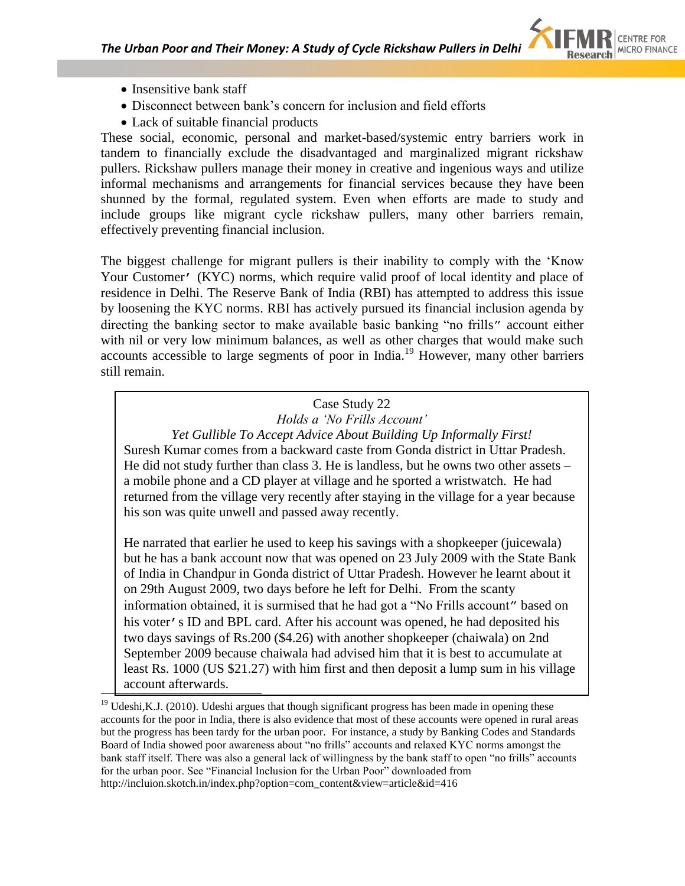- Insensitive bank staff
- Disconnect between bank's concern for inclusion and field efforts
- Lack of suitable financial products

These social, economic, personal and market-based/systemic entry barriers work in tandem to financially exclude the disadvantaged and marginalized migrant rickshaw pullers. Rickshaw pullers manage their money in creative and ingenious ways and utilize informal mechanisms and arrangements for financial services because they have been shunned by the formal, regulated system. Even when efforts are made to study and include groups like migrant cycle rickshaw pullers, many other barriers remain, effectively preventing financial inclusion.

The biggest challenge for migrant pullers is their inability to comply with the 'Know Your Customer' (KYC) norms, which require valid proof of local identity and place of residence in Delhi. The Reserve Bank of India (RBI) has attempted to address this issue by loosening the KYC norms. RBI has actively pursued its financial inclusion agenda by directing the banking sector to make available basic banking "no frills" account either with nil or very low minimum balances, as well as other charges that would make such accounts accessible to large segments of poor in India.[19] However, many other barriers still remain.

> Case Study 22
>
> *Holds a 'No Frills Account'*
>
> *Yet Gullible To Accept Advice About Building Up Informally First!*
>
> Suresh Kumar comes from a backward caste from Gonda district in Uttar Pradesh. He did not study further than class 3. He is landless, but he owns two other assets – a mobile phone and a CD player at village and he sported a wristwatch. He had returned from the village very recently after staying in the village for a year because his son was quite unwell and passed away recently.
>
> He narrated that earlier he used to keep his savings with a shopkeeper (juicewala) but he has a bank account now that was opened on 23 July 2009 with the State Bank of India in Chandpur in Gonda district of Uttar Pradesh. However he learnt about it on 29th August 2009, two days before he left for Delhi. From the scanty information obtained, it is surmised that he had got a "No Frills account" based on his voter's ID and BPL card. After his account was opened, he had deposited his two days savings of Rs.200 ($4.26) with another shopkeeper (chaiwala) on 2nd September 2009 because chaiwala had advised him that it is best to accumulate at least Rs. 1000 (US $21.27) with him first and then deposit a lump sum in his village account afterwards.

[19] Udeshi,K.J. (2010). Udeshi argues that though significant progress has been made in opening these accounts for the poor in India, there is also evidence that most of these accounts were opened in rural areas but the progress has been tardy for the urban poor. For instance, a study by Banking Codes and Standards Board of India showed poor awareness about "no frills" accounts and relaxed KYC norms amongst the bank staff itself. There was also a general lack of willingness by the bank staff to open "no frills" accounts for the urban poor. See "Financial Inclusion for the Urban Poor" downloaded from http://incluion.skotch.in/index.php?option=com_content&view=article&id=416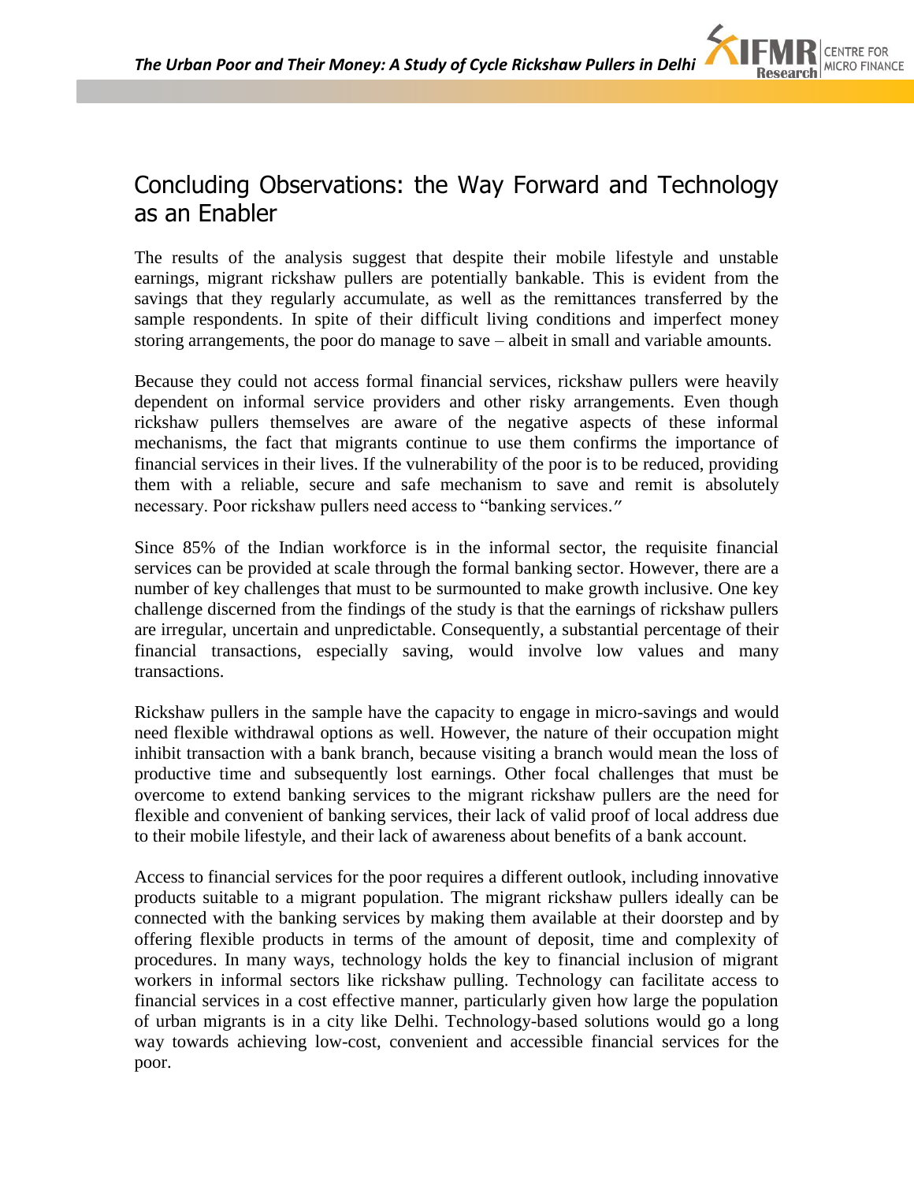## Concluding Observations: the Way Forward and Technology as an Enabler

The results of the analysis suggest that despite their mobile lifestyle and unstable earnings, migrant rickshaw pullers are potentially bankable. This is evident from the savings that they regularly accumulate, as well as the remittances transferred by the sample respondents. In spite of their difficult living conditions and imperfect money storing arrangements, the poor do manage to save – albeit in small and variable amounts.

Because they could not access formal financial services, rickshaw pullers were heavily dependent on informal service providers and other risky arrangements. Even though rickshaw pullers themselves are aware of the negative aspects of these informal mechanisms, the fact that migrants continue to use them confirms the importance of financial services in their lives. If the vulnerability of the poor is to be reduced, providing them with a reliable, secure and safe mechanism to save and remit is absolutely necessary. Poor rickshaw pullers need access to "banking services."

Since 85% of the Indian workforce is in the informal sector, the requisite financial services can be provided at scale through the formal banking sector. However, there are a number of key challenges that must to be surmounted to make growth inclusive. One key challenge discerned from the findings of the study is that the earnings of rickshaw pullers are irregular, uncertain and unpredictable. Consequently, a substantial percentage of their financial transactions, especially saving, would involve low values and many transactions.

Rickshaw pullers in the sample have the capacity to engage in micro-savings and would need flexible withdrawal options as well. However, the nature of their occupation might inhibit transaction with a bank branch, because visiting a branch would mean the loss of productive time and subsequently lost earnings. Other focal challenges that must be overcome to extend banking services to the migrant rickshaw pullers are the need for flexible and convenient of banking services, their lack of valid proof of local address due to their mobile lifestyle, and their lack of awareness about benefits of a bank account.

Access to financial services for the poor requires a different outlook, including innovative products suitable to a migrant population. The migrant rickshaw pullers ideally can be connected with the banking services by making them available at their doorstep and by offering flexible products in terms of the amount of deposit, time and complexity of procedures. In many ways, technology holds the key to financial inclusion of migrant workers in informal sectors like rickshaw pulling. Technology can facilitate access to financial services in a cost effective manner, particularly given how large the population of urban migrants is in a city like Delhi. Technology-based solutions would go a long way towards achieving low-cost, convenient and accessible financial services for the poor.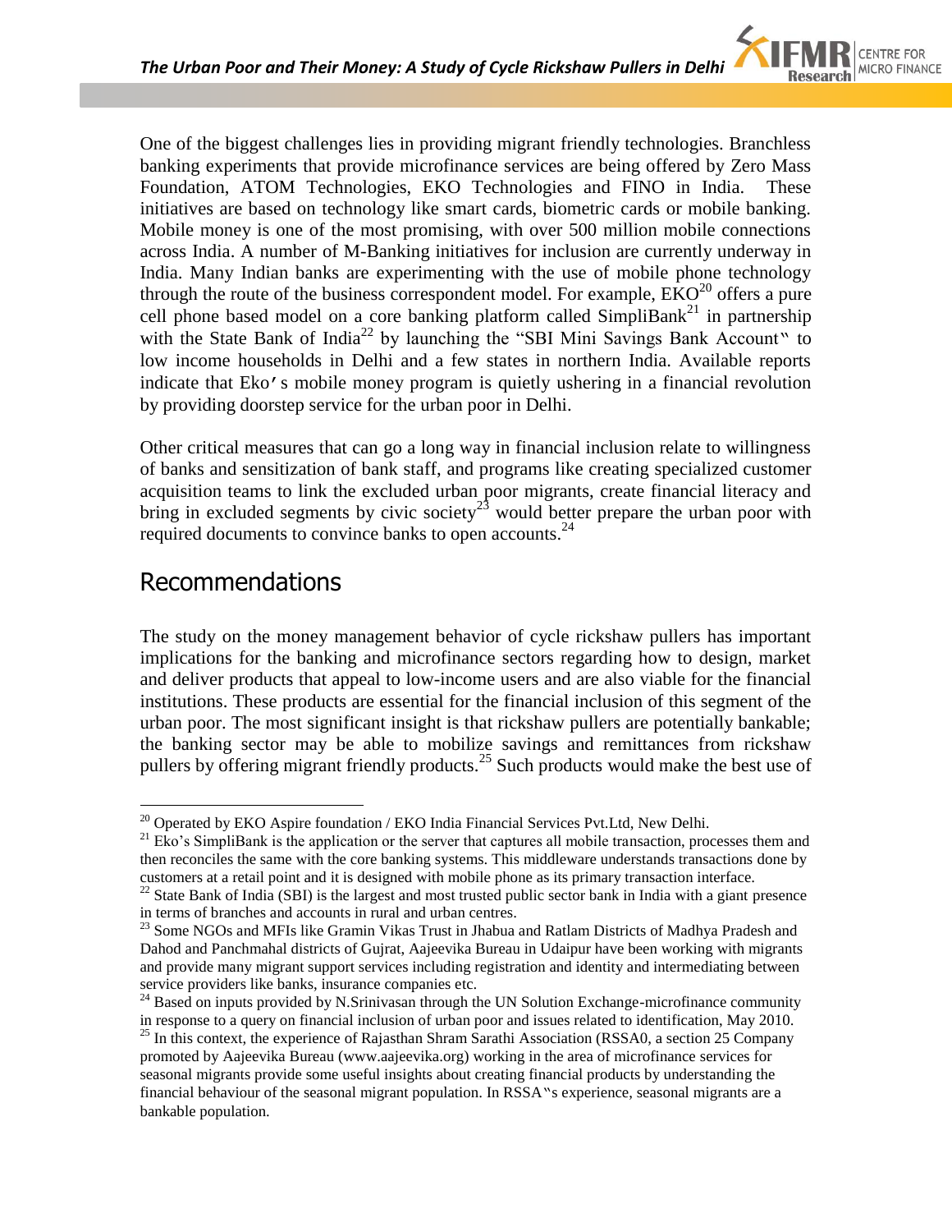One of the biggest challenges lies in providing migrant friendly technologies. Branchless banking experiments that provide microfinance services are being offered by Zero Mass Foundation, ATOM Technologies, EKO Technologies and FINO in India. These initiatives are based on technology like smart cards, biometric cards or mobile banking. Mobile money is one of the most promising, with over 500 million mobile connections across India. A number of M-Banking initiatives for inclusion are currently underway in India. Many Indian banks are experimenting with the use of mobile phone technology through the route of the business correspondent model. For example, EKO[20] offers a pure cell phone based model on a core banking platform called SimpliBank[21] in partnership with the State Bank of India[22] by launching the "SBI Mini Savings Bank Account" to low income households in Delhi and a few states in northern India. Available reports indicate that Eko's mobile money program is quietly ushering in a financial revolution by providing doorstep service for the urban poor in Delhi.

Other critical measures that can go a long way in financial inclusion relate to willingness of banks and sensitization of bank staff, and programs like creating specialized customer acquisition teams to link the excluded urban poor migrants, create financial literacy and bring in excluded segments by civic society[23] would better prepare the urban poor with required documents to convince banks to open accounts.[24]

## Recommendations

The study on the money management behavior of cycle rickshaw pullers has important implications for the banking and microfinance sectors regarding how to design, market and deliver products that appeal to low-income users and are also viable for the financial institutions. These products are essential for the financial inclusion of this segment of the urban poor. The most significant insight is that rickshaw pullers are potentially bankable; the banking sector may be able to mobilize savings and remittances from rickshaw pullers by offering migrant friendly products.[25] Such products would make the best use of

---

[20] Operated by EKO Aspire foundation / EKO India Financial Services Pvt.Ltd, New Delhi.

[21] Eko's SimpliBank is the application or the server that captures all mobile transaction, processes them and then reconciles the same with the core banking systems. This middleware understands transactions done by customers at a retail point and it is designed with mobile phone as its primary transaction interface.

[22] State Bank of India (SBI) is the largest and most trusted public sector bank in India with a giant presence in terms of branches and accounts in rural and urban centres.

[23] Some NGOs and MFIs like Gramin Vikas Trust in Jhabua and Ratlam Districts of Madhya Pradesh and Dahod and Panchmahal districts of Gujrat, Aajeevika Bureau in Udaipur have been working with migrants and provide many migrant support services including registration and identity and intermediating between service providers like banks, insurance companies etc.

[24] Based on inputs provided by N.Srinivasan through the UN Solution Exchange-microfinance community in response to a query on financial inclusion of urban poor and issues related to identification, May 2010.

[25] In this context, the experience of Rajasthan Shram Sarathi Association (RSSA0, a section 25 Company promoted by Aajeevika Bureau (www.aajeevika.org) working in the area of microfinance services for seasonal migrants provide some useful insights about creating financial products by understanding the financial behaviour of the seasonal migrant population. In RSSA"s experience, seasonal migrants are a bankable population.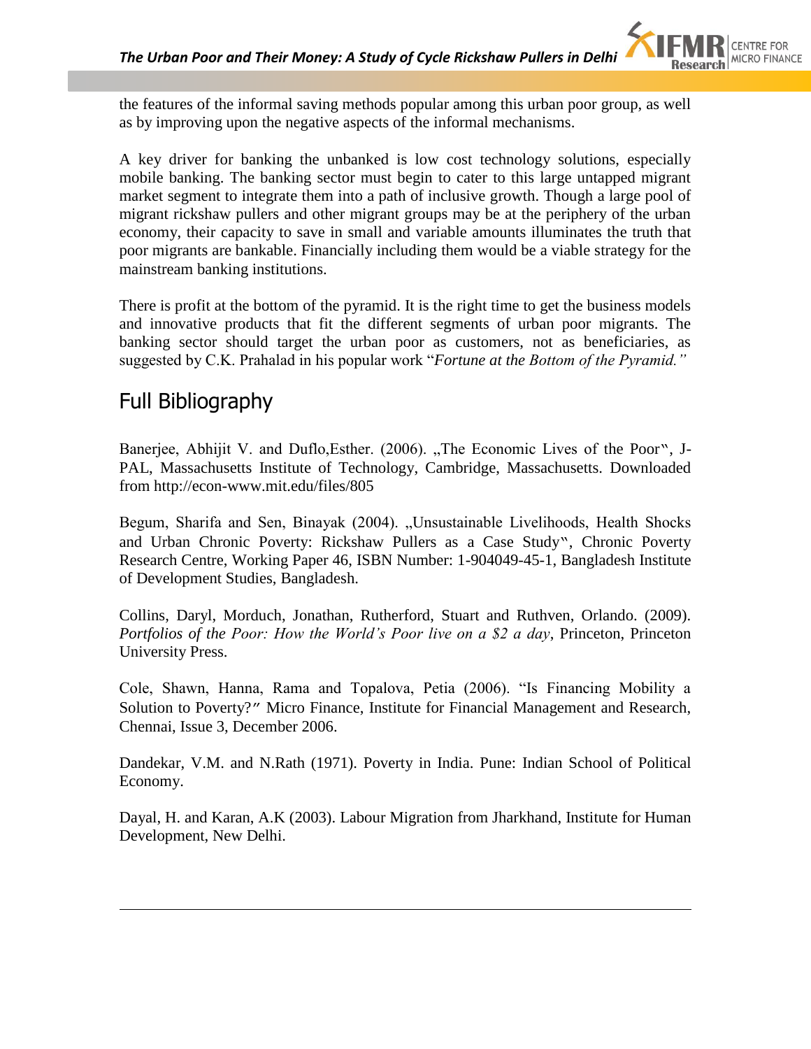the features of the informal saving methods popular among this urban poor group, as well as by improving upon the negative aspects of the informal mechanisms.

A key driver for banking the unbanked is low cost technology solutions, especially mobile banking. The banking sector must begin to cater to this large untapped migrant market segment to integrate them into a path of inclusive growth. Though a large pool of migrant rickshaw pullers and other migrant groups may be at the periphery of the urban economy, their capacity to save in small and variable amounts illuminates the truth that poor migrants are bankable. Financially including them would be a viable strategy for the mainstream banking institutions.

There is profit at the bottom of the pyramid. It is the right time to get the business models and innovative products that fit the different segments of urban poor migrants. The banking sector should target the urban poor as customers, not as beneficiaries, as suggested by C.K. Prahalad in his popular work "*Fortune at the Bottom of the Pyramid.*"

## Full Bibliography

Banerjee, Abhijit V. and Duflo,Esther. (2006). „The Economic Lives of the Poor", J-PAL, Massachusetts Institute of Technology, Cambridge, Massachusetts. Downloaded from http://econ-www.mit.edu/files/805

Begum, Sharifa and Sen, Binayak (2004). „Unsustainable Livelihoods, Health Shocks and Urban Chronic Poverty: Rickshaw Pullers as a Case Study", Chronic Poverty Research Centre, Working Paper 46, ISBN Number: 1-904049-45-1, Bangladesh Institute of Development Studies, Bangladesh.

Collins, Daryl, Morduch, Jonathan, Rutherford, Stuart and Ruthven, Orlando. (2009). *Portfolios of the Poor: How the World's Poor live on a $2 a day*, Princeton, Princeton University Press.

Cole, Shawn, Hanna, Rama and Topalova, Petia (2006). "Is Financing Mobility a Solution to Poverty?" Micro Finance, Institute for Financial Management and Research, Chennai, Issue 3, December 2006.

Dandekar, V.M. and N.Rath (1971). Poverty in India. Pune: Indian School of Political Economy.

Dayal, H. and Karan, A.K (2003). Labour Migration from Jharkhand, Institute for Human Development, New Delhi.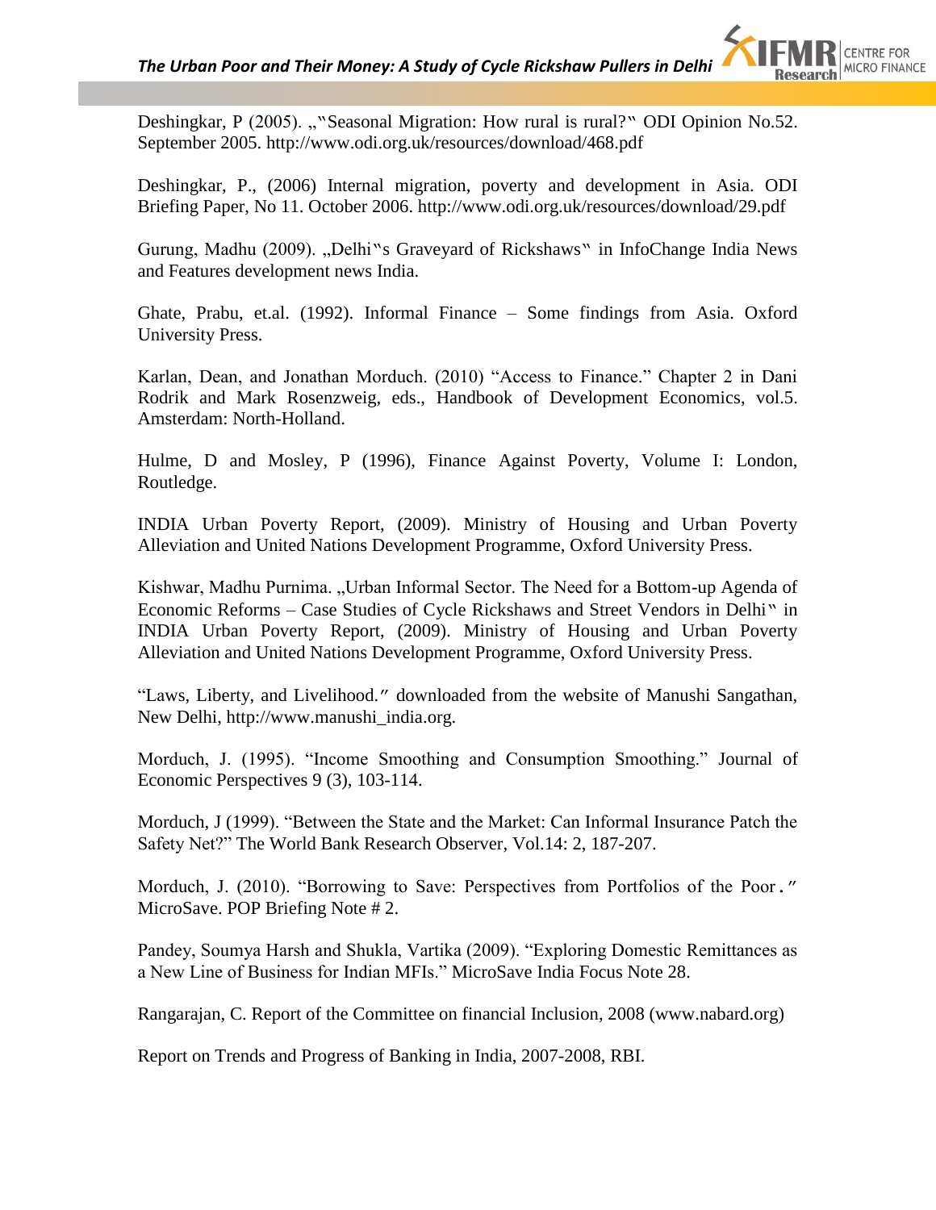Deshingkar, P (2005). „"Seasonal Migration: How rural is rural?" ODI Opinion No.52. September 2005. http://www.odi.org.uk/resources/download/468.pdf

Deshingkar, P., (2006) Internal migration, poverty and development in Asia. ODI Briefing Paper, No 11. October 2006. http://www.odi.org.uk/resources/download/29.pdf

Gurung, Madhu (2009). „Delhi"s Graveyard of Rickshaws" in InfoChange India News and Features development news India.

Ghate, Prabu, et.al. (1992). Informal Finance – Some findings from Asia. Oxford University Press.

Karlan, Dean, and Jonathan Morduch. (2010) "Access to Finance." Chapter 2 in Dani Rodrik and Mark Rosenzweig, eds., Handbook of Development Economics, vol.5. Amsterdam: North-Holland.

Hulme, D and Mosley, P (1996), Finance Against Poverty, Volume I: London, Routledge.

INDIA Urban Poverty Report, (2009). Ministry of Housing and Urban Poverty Alleviation and United Nations Development Programme, Oxford University Press.

Kishwar, Madhu Purnima. „Urban Informal Sector. The Need for a Bottom-up Agenda of Economic Reforms – Case Studies of Cycle Rickshaws and Street Vendors in Delhi" in INDIA Urban Poverty Report, (2009). Ministry of Housing and Urban Poverty Alleviation and United Nations Development Programme, Oxford University Press.

"Laws, Liberty, and Livelihood." downloaded from the website of Manushi Sangathan, New Delhi, http://www.manushi_india.org.

Morduch, J. (1995). "Income Smoothing and Consumption Smoothing." Journal of Economic Perspectives 9 (3), 103-114.

Morduch, J (1999). "Between the State and the Market: Can Informal Insurance Patch the Safety Net?" The World Bank Research Observer, Vol.14: 2, 187-207.

Morduch, J. (2010). "Borrowing to Save: Perspectives from Portfolios of the Poor." MicroSave. POP Briefing Note # 2.

Pandey, Soumya Harsh and Shukla, Vartika (2009). "Exploring Domestic Remittances as a New Line of Business for Indian MFIs." MicroSave India Focus Note 28.

Rangarajan, C. Report of the Committee on financial Inclusion, 2008 (www.nabard.org)

Report on Trends and Progress of Banking in India, 2007-2008, RBI.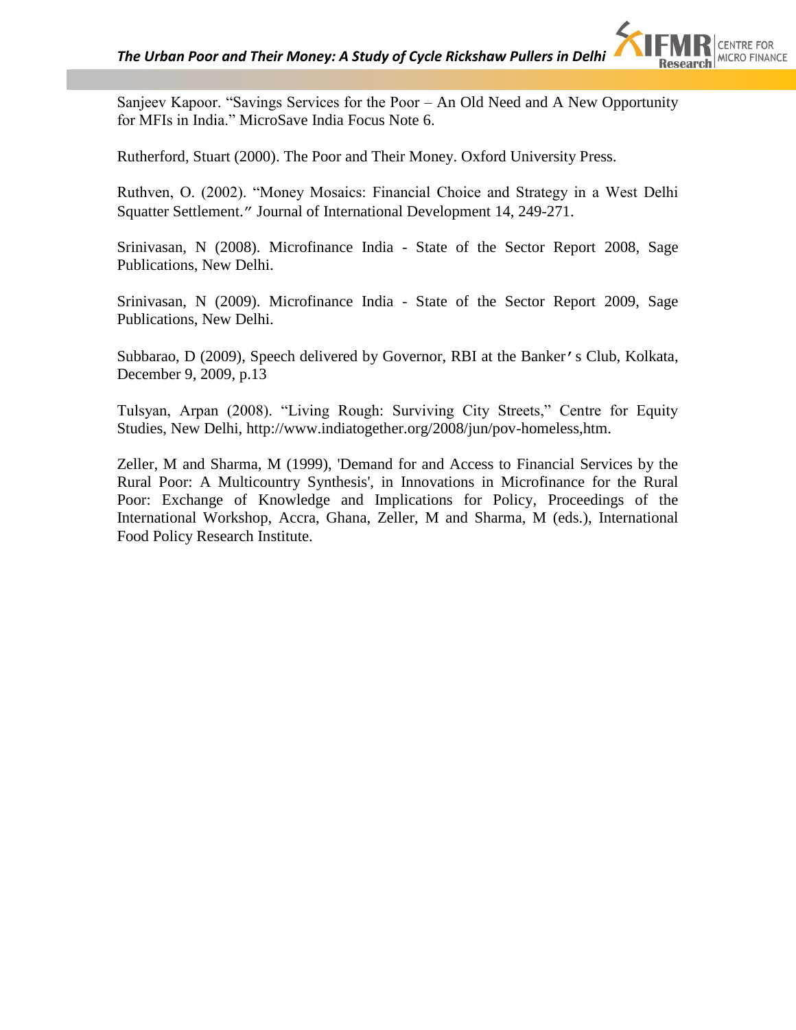Sanjeev Kapoor. “Savings Services for the Poor – An Old Need and A New Opportunity for MFIs in India.” MicroSave India Focus Note 6.

Rutherford, Stuart (2000). The Poor and Their Money. Oxford University Press.

Ruthven, O. (2002). “Money Mosaics: Financial Choice and Strategy in a West Delhi Squatter Settlement.” Journal of International Development 14, 249-271.

Srinivasan, N (2008). Microfinance India - State of the Sector Report 2008, Sage Publications, New Delhi.

Srinivasan, N (2009). Microfinance India - State of the Sector Report 2009, Sage Publications, New Delhi.

Subbarao, D (2009), Speech delivered by Governor, RBI at the Banker’s Club, Kolkata, December 9, 2009, p.13

Tulsyan, Arpan (2008). “Living Rough: Surviving City Streets,” Centre for Equity Studies, New Delhi, http://www.indiatogether.org/2008/jun/pov-homeless,htm.

Zeller, M and Sharma, M (1999), 'Demand for and Access to Financial Services by the Rural Poor: A Multicountry Synthesis', in Innovations in Microfinance for the Rural Poor: Exchange of Knowledge and Implications for Policy, Proceedings of the International Workshop, Accra, Ghana, Zeller, M and Sharma, M (eds.), International Food Policy Research Institute.